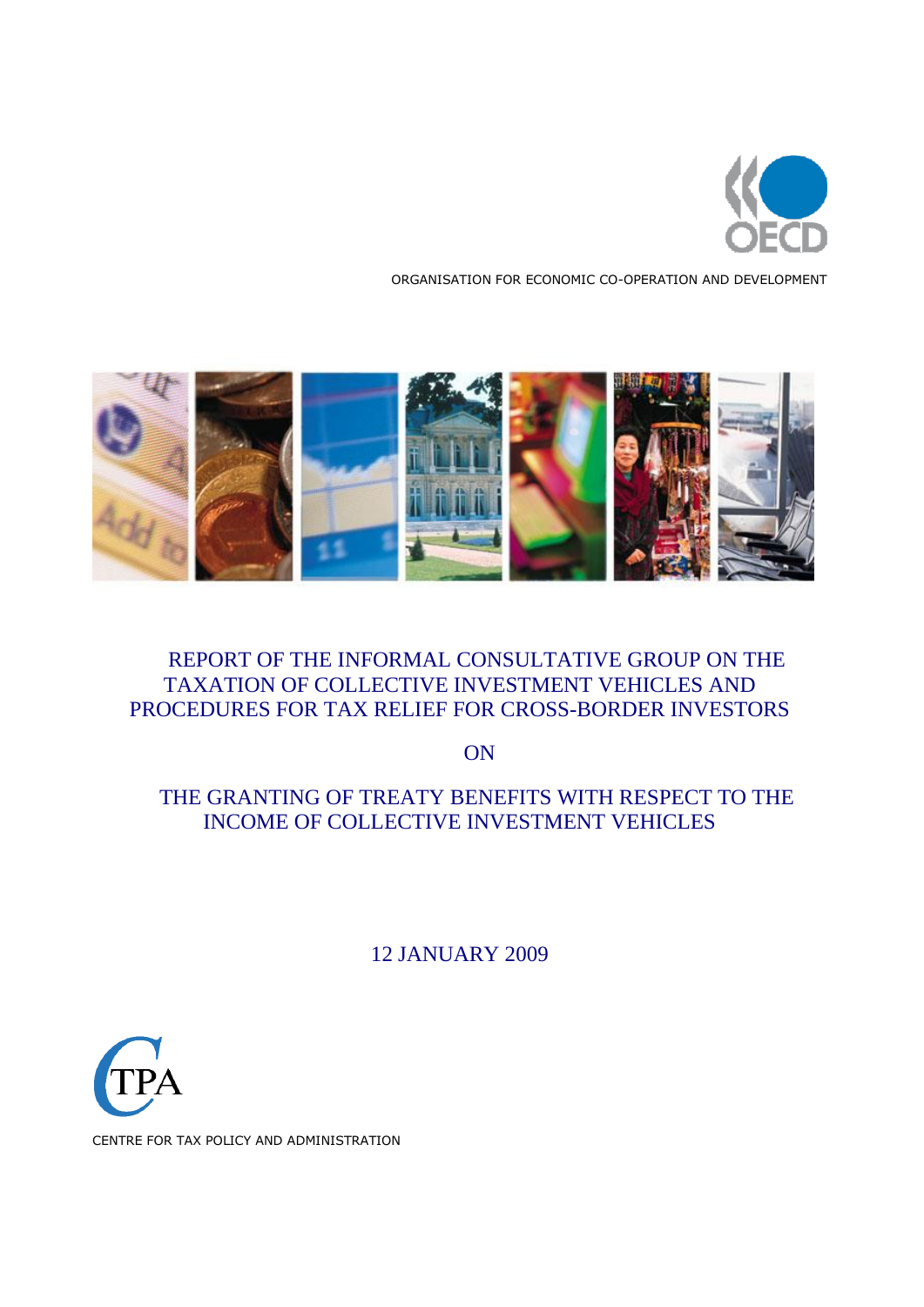ORGANISATION FOR ECONOMIC CO-OPERATION AND DEVELOPMENT

# REPORT OF THE INFORMAL CONSULTATIVE GROUP ON THE TAXATION OF COLLECTIVE INVESTMENT VEHICLES AND PROCEDURES FOR TAX RELIEF FOR CROSS-BORDER INVESTORS

ON

# THE GRANTING OF TREATY BENEFITS WITH RESPECT TO THE INCOME OF COLLECTIVE INVESTMENT VEHICLES

12 JANUARY 2009

CENTRE FOR TAX POLICY AND ADMINISTRATION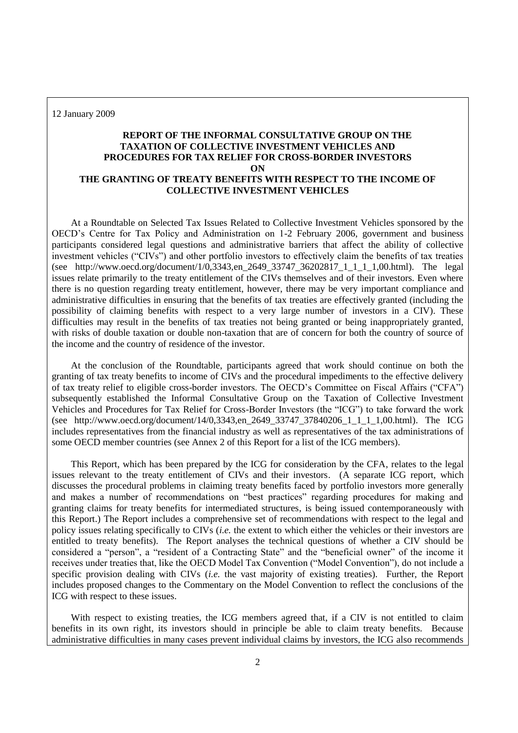12 January 2009

**REPORT OF THE INFORMAL CONSULTATIVE GROUP ON THE TAXATION OF COLLECTIVE INVESTMENT VEHICLES AND PROCEDURES FOR TAX RELIEF FOR CROSS-BORDER INVESTORS ON THE GRANTING OF TREATY BENEFITS WITH RESPECT TO THE INCOME OF COLLECTIVE INVESTMENT VEHICLES**

At a Roundtable on Selected Tax Issues Related to Collective Investment Vehicles sponsored by the OECD's Centre for Tax Policy and Administration on 1-2 February 2006, government and business participants considered legal questions and administrative barriers that affect the ability of collective investment vehicles ("CIVs") and other portfolio investors to effectively claim the benefits of tax treaties (see http://www.oecd.org/document/1/0,3343,en_2649_33747_36202817_1_1_1_1,00.html). The legal issues relate primarily to the treaty entitlement of the CIVs themselves and of their investors. Even where there is no question regarding treaty entitlement, however, there may be very important compliance and administrative difficulties in ensuring that the benefits of tax treaties are effectively granted (including the possibility of claiming benefits with respect to a very large number of investors in a CIV). These difficulties may result in the benefits of tax treaties not being granted or being inappropriately granted, with risks of double taxation or double non-taxation that are of concern for both the country of source of the income and the country of residence of the investor.

At the conclusion of the Roundtable, participants agreed that work should continue on both the granting of tax treaty benefits to income of CIVs and the procedural impediments to the effective delivery of tax treaty relief to eligible cross-border investors. The OECD's Committee on Fiscal Affairs ("CFA") subsequently established the Informal Consultative Group on the Taxation of Collective Investment Vehicles and Procedures for Tax Relief for Cross-Border Investors (the "ICG") to take forward the work (see http://www.oecd.org/document/14/0,3343,en_2649_33747_37840206_1_1_1_1,00.html). The ICG includes representatives from the financial industry as well as representatives of the tax administrations of some OECD member countries (see Annex 2 of this Report for a list of the ICG members).

This Report, which has been prepared by the ICG for consideration by the CFA, relates to the legal issues relevant to the treaty entitlement of CIVs and their investors. (A separate ICG report, which discusses the procedural problems in claiming treaty benefits faced by portfolio investors more generally and makes a number of recommendations on "best practices" regarding procedures for making and granting claims for treaty benefits for intermediated structures, is being issued contemporaneously with this Report.) The Report includes a comprehensive set of recommendations with respect to the legal and policy issues relating specifically to CIVs (*i.e.* the extent to which either the vehicles or their investors are entitled to treaty benefits). The Report analyses the technical questions of whether a CIV should be considered a "person", a "resident of a Contracting State" and the "beneficial owner" of the income it receives under treaties that, like the OECD Model Tax Convention ("Model Convention"), do not include a specific provision dealing with CIVs (*i.e.* the vast majority of existing treaties). Further, the Report includes proposed changes to the Commentary on the Model Convention to reflect the conclusions of the ICG with respect to these issues.

With respect to existing treaties, the ICG members agreed that, if a CIV is not entitled to claim benefits in its own right, its investors should in principle be able to claim treaty benefits. Because administrative difficulties in many cases prevent individual claims by investors, the ICG also recommends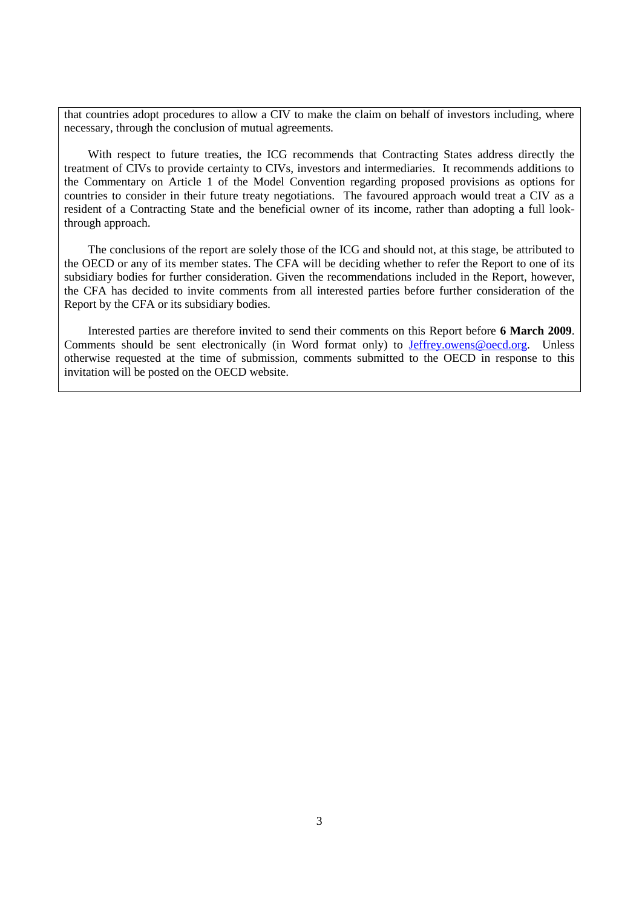that countries adopt procedures to allow a CIV to make the claim on behalf of investors including, where necessary, through the conclusion of mutual agreements.

With respect to future treaties, the ICG recommends that Contracting States address directly the treatment of CIVs to provide certainty to CIVs, investors and intermediaries. It recommends additions to the Commentary on Article 1 of the Model Convention regarding proposed provisions as options for countries to consider in their future treaty negotiations. The favoured approach would treat a CIV as a resident of a Contracting State and the beneficial owner of its income, rather than adopting a full look-through approach.

The conclusions of the report are solely those of the ICG and should not, at this stage, be attributed to the OECD or any of its member states. The CFA will be deciding whether to refer the Report to one of its subsidiary bodies for further consideration. Given the recommendations included in the Report, however, the CFA has decided to invite comments from all interested parties before further consideration of the Report by the CFA or its subsidiary bodies.

Interested parties are therefore invited to send their comments on this Report before **6 March 2009**. Comments should be sent electronically (in Word format only) to [Jeffrey.owens@oecd.org](mailto:Jeffrey.owens@oecd.org). Unless otherwise requested at the time of submission, comments submitted to the OECD in response to this invitation will be posted on the OECD website.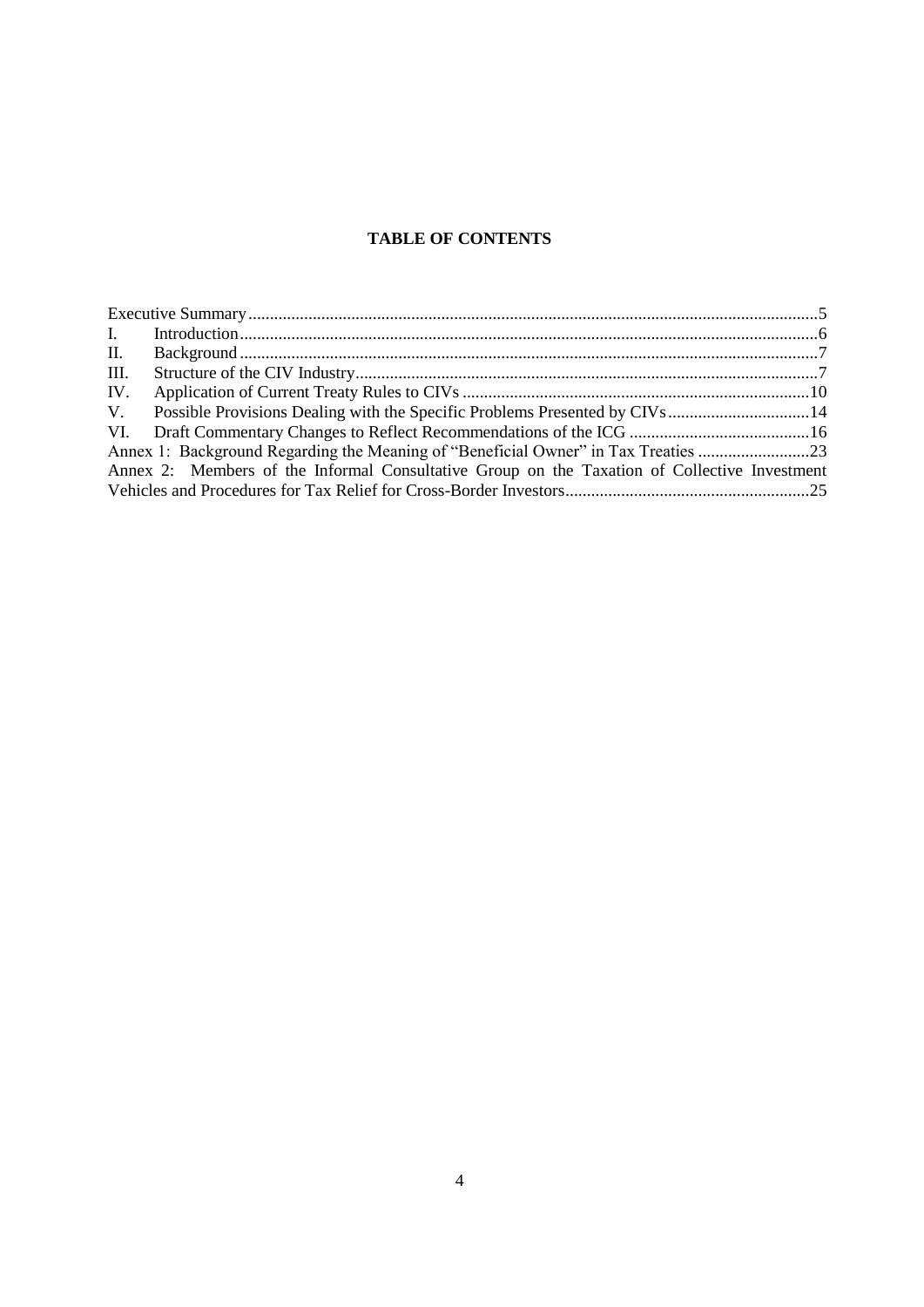**TABLE OF CONTENTS**

Executive Summary .......... 5
I. Introduction .......... 6
II. Background .......... 7
III. Structure of the CIV Industry .......... 7
IV. Application of Current Treaty Rules to CIVs .......... 10
V. Possible Provisions Dealing with the Specific Problems Presented by CIVs .......... 14
VI. Draft Commentary Changes to Reflect Recommendations of the ICG .......... 16
Annex 1: Background Regarding the Meaning of "Beneficial Owner" in Tax Treaties .......... 23
Annex 2: Members of the Informal Consultative Group on the Taxation of Collective Investment Vehicles and Procedures for Tax Relief for Cross-Border Investors .......... 25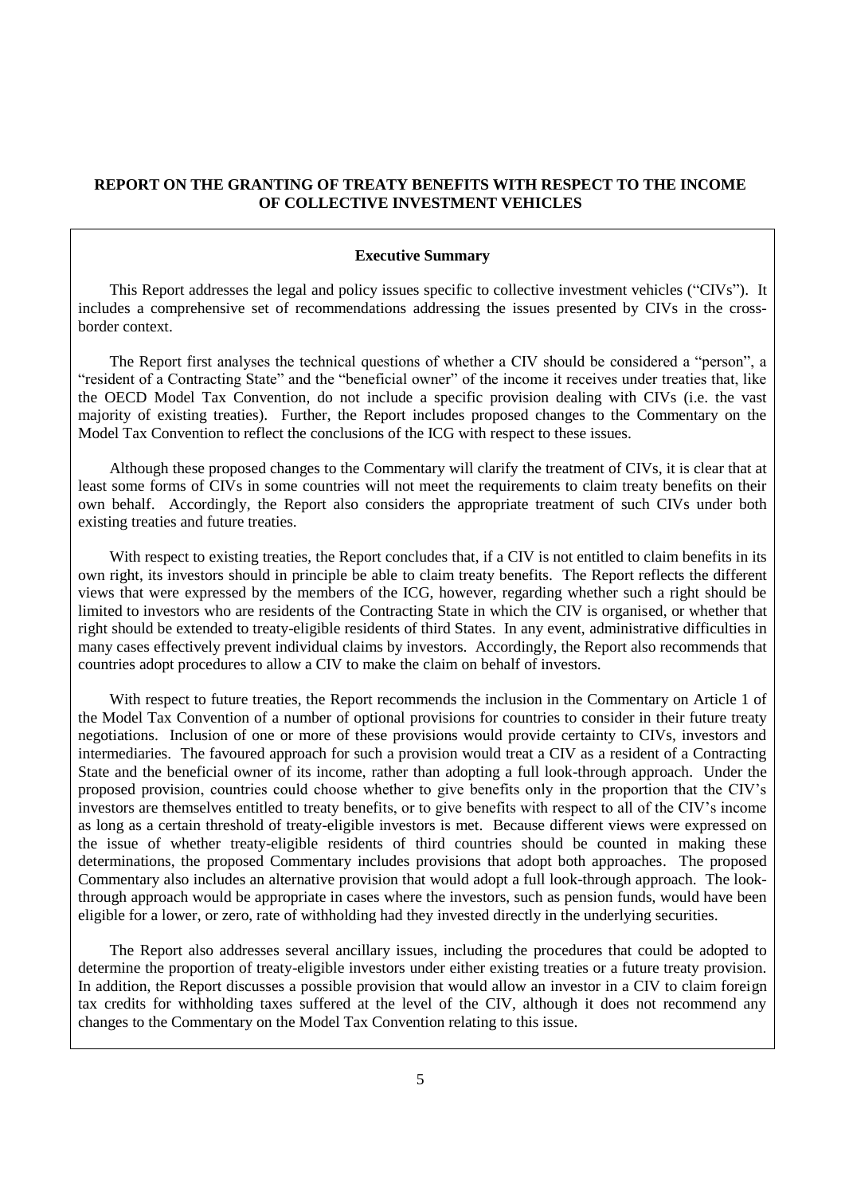# REPORT ON THE GRANTING OF TREATY BENEFITS WITH RESPECT TO THE INCOME OF COLLECTIVE INVESTMENT VEHICLES

## Executive Summary

This Report addresses the legal and policy issues specific to collective investment vehicles ("CIVs"). It includes a comprehensive set of recommendations addressing the issues presented by CIVs in the cross-border context.

The Report first analyses the technical questions of whether a CIV should be considered a "person", a "resident of a Contracting State" and the "beneficial owner" of the income it receives under treaties that, like the OECD Model Tax Convention, do not include a specific provision dealing with CIVs (i.e. the vast majority of existing treaties). Further, the Report includes proposed changes to the Commentary on the Model Tax Convention to reflect the conclusions of the ICG with respect to these issues.

Although these proposed changes to the Commentary will clarify the treatment of CIVs, it is clear that at least some forms of CIVs in some countries will not meet the requirements to claim treaty benefits on their own behalf. Accordingly, the Report also considers the appropriate treatment of such CIVs under both existing treaties and future treaties.

With respect to existing treaties, the Report concludes that, if a CIV is not entitled to claim benefits in its own right, its investors should in principle be able to claim treaty benefits. The Report reflects the different views that were expressed by the members of the ICG, however, regarding whether such a right should be limited to investors who are residents of the Contracting State in which the CIV is organised, or whether that right should be extended to treaty-eligible residents of third States. In any event, administrative difficulties in many cases effectively prevent individual claims by investors. Accordingly, the Report also recommends that countries adopt procedures to allow a CIV to make the claim on behalf of investors.

With respect to future treaties, the Report recommends the inclusion in the Commentary on Article 1 of the Model Tax Convention of a number of optional provisions for countries to consider in their future treaty negotiations. Inclusion of one or more of these provisions would provide certainty to CIVs, investors and intermediaries. The favoured approach for such a provision would treat a CIV as a resident of a Contracting State and the beneficial owner of its income, rather than adopting a full look-through approach. Under the proposed provision, countries could choose whether to give benefits only in the proportion that the CIV's investors are themselves entitled to treaty benefits, or to give benefits with respect to all of the CIV's income as long as a certain threshold of treaty-eligible investors is met. Because different views were expressed on the issue of whether treaty-eligible residents of third countries should be counted in making these determinations, the proposed Commentary includes provisions that adopt both approaches. The proposed Commentary also includes an alternative provision that would adopt a full look-through approach. The look-through approach would be appropriate in cases where the investors, such as pension funds, would have been eligible for a lower, or zero, rate of withholding had they invested directly in the underlying securities.

The Report also addresses several ancillary issues, including the procedures that could be adopted to determine the proportion of treaty-eligible investors under either existing treaties or a future treaty provision. In addition, the Report discusses a possible provision that would allow an investor in a CIV to claim foreign tax credits for withholding taxes suffered at the level of the CIV, although it does not recommend any changes to the Commentary on the Model Tax Convention relating to this issue.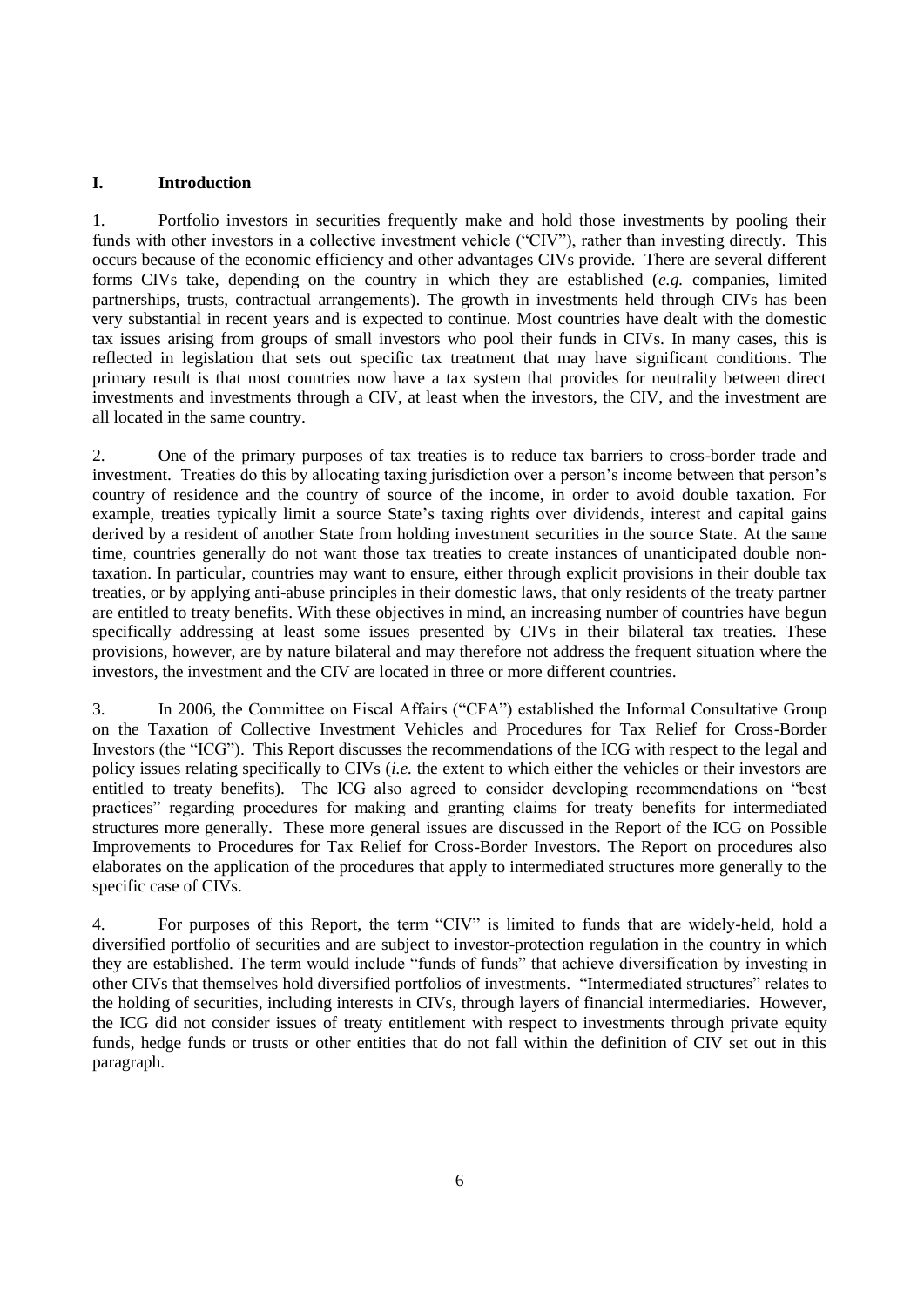# I. Introduction

1. Portfolio investors in securities frequently make and hold those investments by pooling their funds with other investors in a collective investment vehicle ("CIV"), rather than investing directly. This occurs because of the economic efficiency and other advantages CIVs provide. There are several different forms CIVs take, depending on the country in which they are established (*e.g.* companies, limited partnerships, trusts, contractual arrangements). The growth in investments held through CIVs has been very substantial in recent years and is expected to continue. Most countries have dealt with the domestic tax issues arising from groups of small investors who pool their funds in CIVs. In many cases, this is reflected in legislation that sets out specific tax treatment that may have significant conditions. The primary result is that most countries now have a tax system that provides for neutrality between direct investments and investments through a CIV, at least when the investors, the CIV, and the investment are all located in the same country.

2. One of the primary purposes of tax treaties is to reduce tax barriers to cross-border trade and investment. Treaties do this by allocating taxing jurisdiction over a person's income between that person's country of residence and the country of source of the income, in order to avoid double taxation. For example, treaties typically limit a source State's taxing rights over dividends, interest and capital gains derived by a resident of another State from holding investment securities in the source State. At the same time, countries generally do not want those tax treaties to create instances of unanticipated double non-taxation. In particular, countries may want to ensure, either through explicit provisions in their double tax treaties, or by applying anti-abuse principles in their domestic laws, that only residents of the treaty partner are entitled to treaty benefits. With these objectives in mind, an increasing number of countries have begun specifically addressing at least some issues presented by CIVs in their bilateral tax treaties. These provisions, however, are by nature bilateral and may therefore not address the frequent situation where the investors, the investment and the CIV are located in three or more different countries.

3. In 2006, the Committee on Fiscal Affairs ("CFA") established the Informal Consultative Group on the Taxation of Collective Investment Vehicles and Procedures for Tax Relief for Cross-Border Investors (the "ICG"). This Report discusses the recommendations of the ICG with respect to the legal and policy issues relating specifically to CIVs (*i.e.* the extent to which either the vehicles or their investors are entitled to treaty benefits). The ICG also agreed to consider developing recommendations on "best practices" regarding procedures for making and granting claims for treaty benefits for intermediated structures more generally. These more general issues are discussed in the Report of the ICG on Possible Improvements to Procedures for Tax Relief for Cross-Border Investors. The Report on procedures also elaborates on the application of the procedures that apply to intermediated structures more generally to the specific case of CIVs.

4. For purposes of this Report, the term "CIV" is limited to funds that are widely-held, hold a diversified portfolio of securities and are subject to investor-protection regulation in the country in which they are established. The term would include "funds of funds" that achieve diversification by investing in other CIVs that themselves hold diversified portfolios of investments. "Intermediated structures" relates to the holding of securities, including interests in CIVs, through layers of financial intermediaries. However, the ICG did not consider issues of treaty entitlement with respect to investments through private equity funds, hedge funds or trusts or other entities that do not fall within the definition of CIV set out in this paragraph.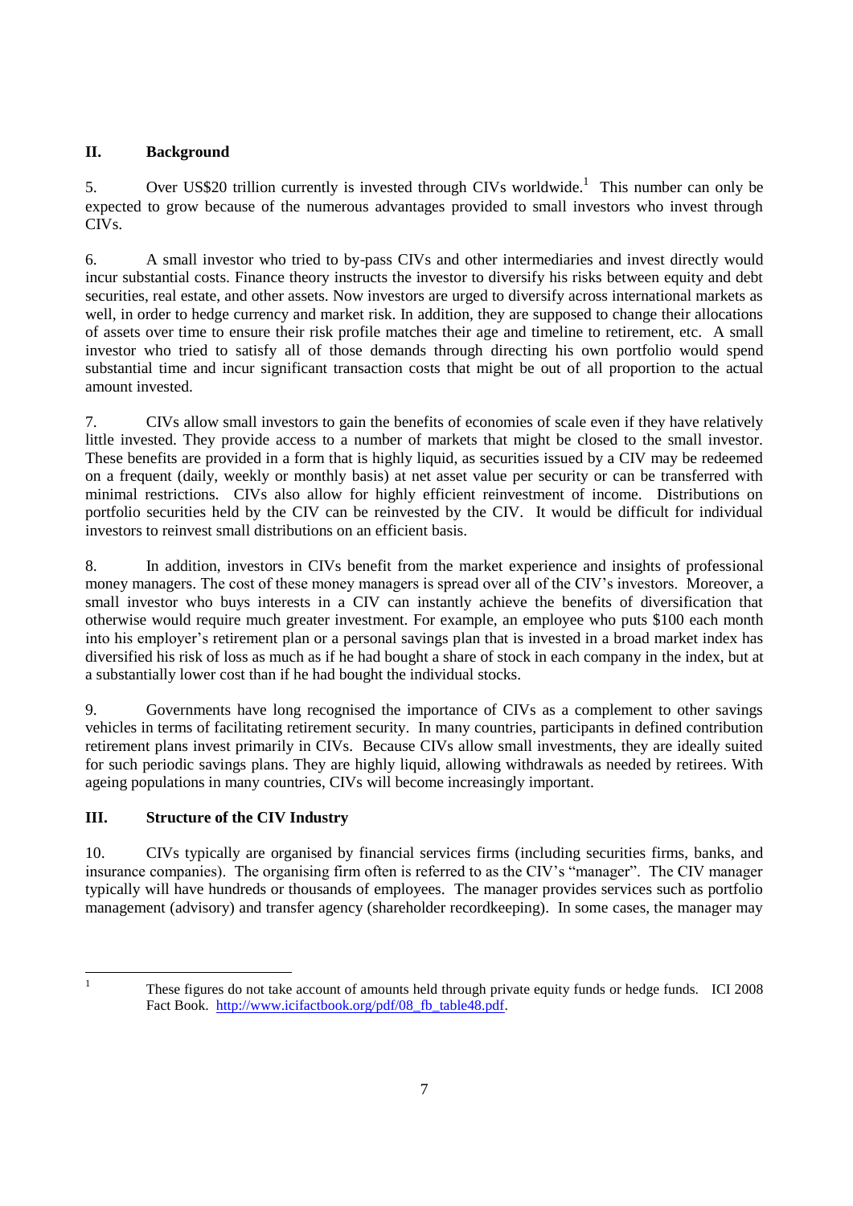## II. Background

5. Over US$20 trillion currently is invested through CIVs worldwide.[1] This number can only be expected to grow because of the numerous advantages provided to small investors who invest through CIVs.

6. A small investor who tried to by-pass CIVs and other intermediaries and invest directly would incur substantial costs. Finance theory instructs the investor to diversify his risks between equity and debt securities, real estate, and other assets. Now investors are urged to diversify across international markets as well, in order to hedge currency and market risk. In addition, they are supposed to change their allocations of assets over time to ensure their risk profile matches their age and timeline to retirement, etc. A small investor who tried to satisfy all of those demands through directing his own portfolio would spend substantial time and incur significant transaction costs that might be out of all proportion to the actual amount invested.

7. CIVs allow small investors to gain the benefits of economies of scale even if they have relatively little invested. They provide access to a number of markets that might be closed to the small investor. These benefits are provided in a form that is highly liquid, as securities issued by a CIV may be redeemed on a frequent (daily, weekly or monthly basis) at net asset value per security or can be transferred with minimal restrictions. CIVs also allow for highly efficient reinvestment of income. Distributions on portfolio securities held by the CIV can be reinvested by the CIV. It would be difficult for individual investors to reinvest small distributions on an efficient basis.

8. In addition, investors in CIVs benefit from the market experience and insights of professional money managers. The cost of these money managers is spread over all of the CIV's investors. Moreover, a small investor who buys interests in a CIV can instantly achieve the benefits of diversification that otherwise would require much greater investment. For example, an employee who puts $100 each month into his employer's retirement plan or a personal savings plan that is invested in a broad market index has diversified his risk of loss as much as if he had bought a share of stock in each company in the index, but at a substantially lower cost than if he had bought the individual stocks.

9. Governments have long recognised the importance of CIVs as a complement to other savings vehicles in terms of facilitating retirement security. In many countries, participants in defined contribution retirement plans invest primarily in CIVs. Because CIVs allow small investments, they are ideally suited for such periodic savings plans. They are highly liquid, allowing withdrawals as needed by retirees. With ageing populations in many countries, CIVs will become increasingly important.

## III. Structure of the CIV Industry

10. CIVs typically are organised by financial services firms (including securities firms, banks, and insurance companies). The organising firm often is referred to as the CIV's "manager". The CIV manager typically will have hundreds or thousands of employees. The manager provides services such as portfolio management (advisory) and transfer agency (shareholder recordkeeping). In some cases, the manager may

---

[1] These figures do not take account of amounts held through private equity funds or hedge funds. ICI 2008 Fact Book. http://www.icifactbook.org/pdf/08_fb_table48.pdf.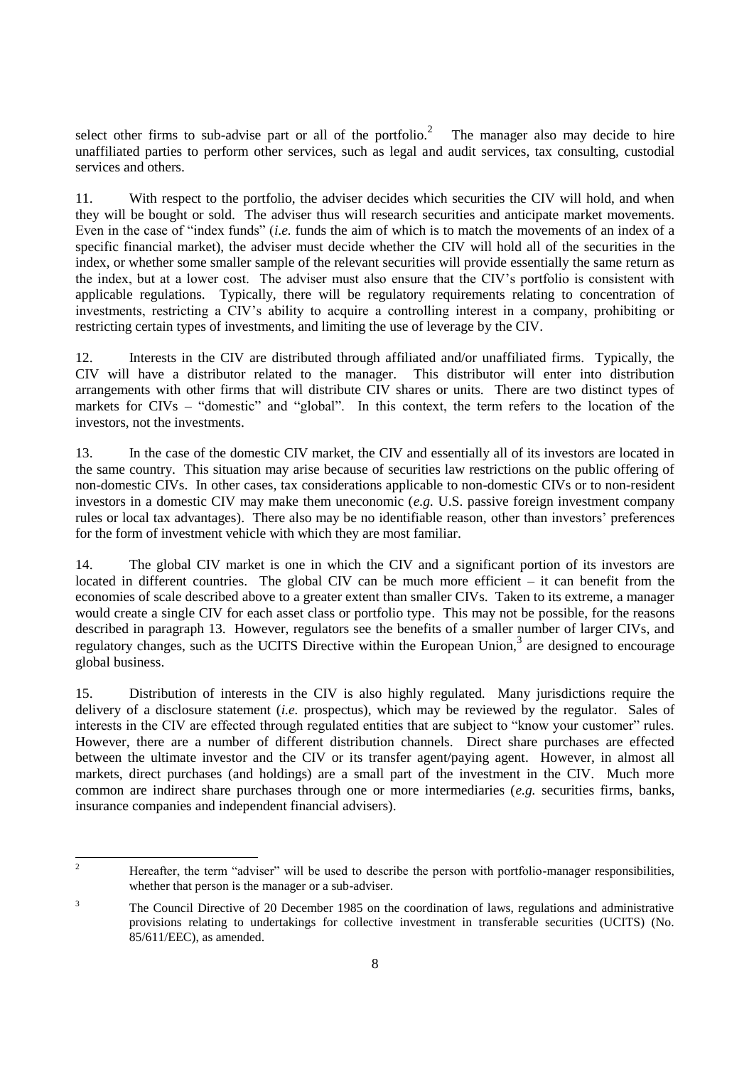select other firms to sub-advise part or all of the portfolio.[2] The manager also may decide to hire unaffiliated parties to perform other services, such as legal and audit services, tax consulting, custodial services and others.

11. With respect to the portfolio, the adviser decides which securities the CIV will hold, and when they will be bought or sold. The adviser thus will research securities and anticipate market movements. Even in the case of "index funds" (*i.e.* funds the aim of which is to match the movements of an index of a specific financial market), the adviser must decide whether the CIV will hold all of the securities in the index, or whether some smaller sample of the relevant securities will provide essentially the same return as the index, but at a lower cost. The adviser must also ensure that the CIV's portfolio is consistent with applicable regulations. Typically, there will be regulatory requirements relating to concentration of investments, restricting a CIV's ability to acquire a controlling interest in a company, prohibiting or restricting certain types of investments, and limiting the use of leverage by the CIV.

12. Interests in the CIV are distributed through affiliated and/or unaffiliated firms. Typically, the CIV will have a distributor related to the manager. This distributor will enter into distribution arrangements with other firms that will distribute CIV shares or units. There are two distinct types of markets for CIVs – "domestic" and "global". In this context, the term refers to the location of the investors, not the investments.

13. In the case of the domestic CIV market, the CIV and essentially all of its investors are located in the same country. This situation may arise because of securities law restrictions on the public offering of non-domestic CIVs. In other cases, tax considerations applicable to non-domestic CIVs or to non-resident investors in a domestic CIV may make them uneconomic (*e.g.* U.S. passive foreign investment company rules or local tax advantages). There also may be no identifiable reason, other than investors' preferences for the form of investment vehicle with which they are most familiar.

14. The global CIV market is one in which the CIV and a significant portion of its investors are located in different countries. The global CIV can be much more efficient – it can benefit from the economies of scale described above to a greater extent than smaller CIVs. Taken to its extreme, a manager would create a single CIV for each asset class or portfolio type. This may not be possible, for the reasons described in paragraph 13. However, regulators see the benefits of a smaller number of larger CIVs, and regulatory changes, such as the UCITS Directive within the European Union,[3] are designed to encourage global business.

15. Distribution of interests in the CIV is also highly regulated. Many jurisdictions require the delivery of a disclosure statement (*i.e.* prospectus), which may be reviewed by the regulator. Sales of interests in the CIV are effected through regulated entities that are subject to "know your customer" rules. However, there are a number of different distribution channels. Direct share purchases are effected between the ultimate investor and the CIV or its transfer agent/paying agent. However, in almost all markets, direct purchases (and holdings) are a small part of the investment in the CIV. Much more common are indirect share purchases through one or more intermediaries (*e.g.* securities firms, banks, insurance companies and independent financial advisers).

[2] Hereafter, the term "adviser" will be used to describe the person with portfolio-manager responsibilities, whether that person is the manager or a sub-adviser.

[3] The Council Directive of 20 December 1985 on the coordination of laws, regulations and administrative provisions relating to undertakings for collective investment in transferable securities (UCITS) (No. 85/611/EEC), as amended.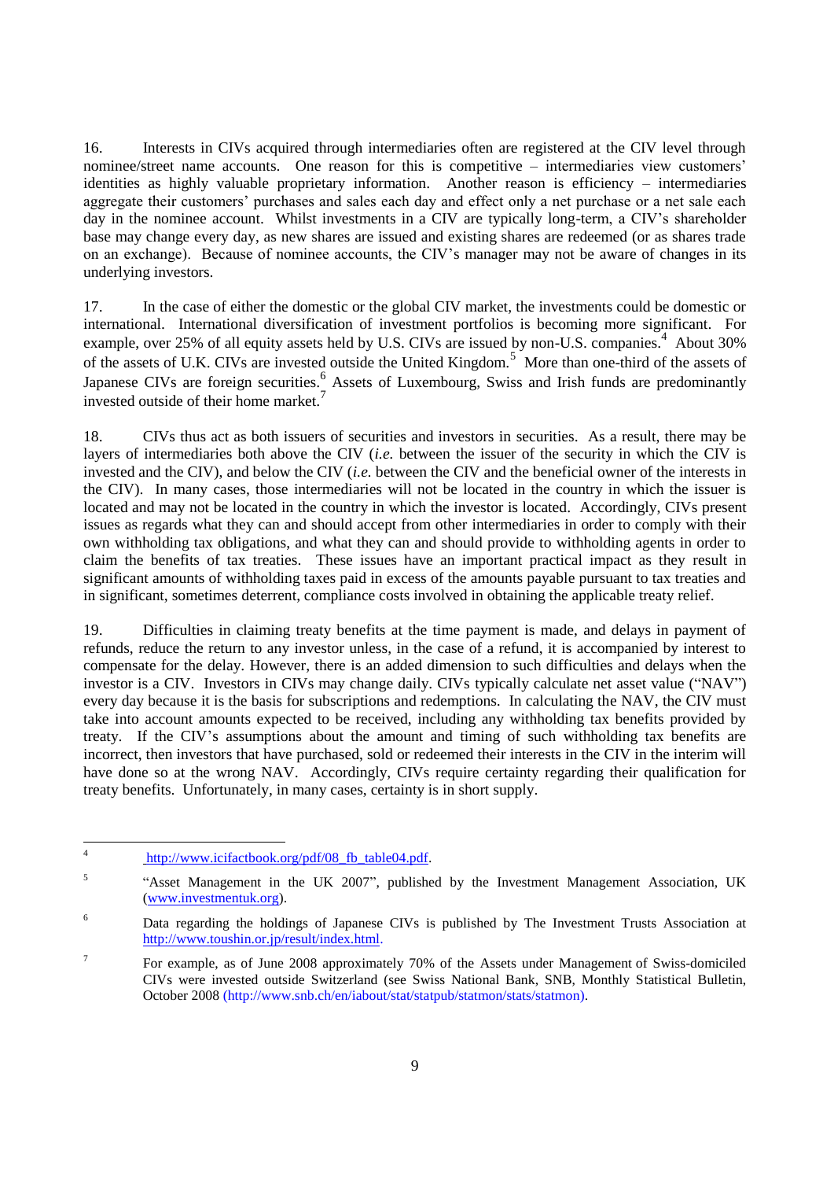16. Interests in CIVs acquired through intermediaries often are registered at the CIV level through nominee/street name accounts. One reason for this is competitive – intermediaries view customers' identities as highly valuable proprietary information. Another reason is efficiency – intermediaries aggregate their customers' purchases and sales each day and effect only a net purchase or a net sale each day in the nominee account. Whilst investments in a CIV are typically long-term, a CIV's shareholder base may change every day, as new shares are issued and existing shares are redeemed (or as shares trade on an exchange). Because of nominee accounts, the CIV's manager may not be aware of changes in its underlying investors.

17. In the case of either the domestic or the global CIV market, the investments could be domestic or international. International diversification of investment portfolios is becoming more significant. For example, over 25% of all equity assets held by U.S. CIVs are issued by non-U.S. companies.[4] About 30% of the assets of U.K. CIVs are invested outside the United Kingdom.[5] More than one-third of the assets of Japanese CIVs are foreign securities.[6] Assets of Luxembourg, Swiss and Irish funds are predominantly invested outside of their home market.[7]

18. CIVs thus act as both issuers of securities and investors in securities. As a result, there may be layers of intermediaries both above the CIV (*i.e.* between the issuer of the security in which the CIV is invested and the CIV), and below the CIV (*i.e.* between the CIV and the beneficial owner of the interests in the CIV). In many cases, those intermediaries will not be located in the country in which the issuer is located and may not be located in the country in which the investor is located. Accordingly, CIVs present issues as regards what they can and should accept from other intermediaries in order to comply with their own withholding tax obligations, and what they can and should provide to withholding agents in order to claim the benefits of tax treaties. These issues have an important practical impact as they result in significant amounts of withholding taxes paid in excess of the amounts payable pursuant to tax treaties and in significant, sometimes deterrent, compliance costs involved in obtaining the applicable treaty relief.

19. Difficulties in claiming treaty benefits at the time payment is made, and delays in payment of refunds, reduce the return to any investor unless, in the case of a refund, it is accompanied by interest to compensate for the delay. However, there is an added dimension to such difficulties and delays when the investor is a CIV. Investors in CIVs may change daily. CIVs typically calculate net asset value ("NAV") every day because it is the basis for subscriptions and redemptions. In calculating the NAV, the CIV must take into account amounts expected to be received, including any withholding tax benefits provided by treaty. If the CIV's assumptions about the amount and timing of such withholding tax benefits are incorrect, then investors that have purchased, sold or redeemed their interests in the CIV in the interim will have done so at the wrong NAV. Accordingly, CIVs require certainty regarding their qualification for treaty benefits. Unfortunately, in many cases, certainty is in short supply.

---

[4] http://www.icifactbook.org/pdf/08_fb_table04.pdf.

[5] "Asset Management in the UK 2007", published by the Investment Management Association, UK (www.investmentuk.org).

[6] Data regarding the holdings of Japanese CIVs is published by The Investment Trusts Association at http://www.toushin.or.jp/result/index.html.

[7] For example, as of June 2008 approximately 70% of the Assets under Management of Swiss-domiciled CIVs were invested outside Switzerland (see Swiss National Bank, SNB, Monthly Statistical Bulletin, October 2008 (http://www.snb.ch/en/iabout/stat/statpub/statmon/stats/statmon).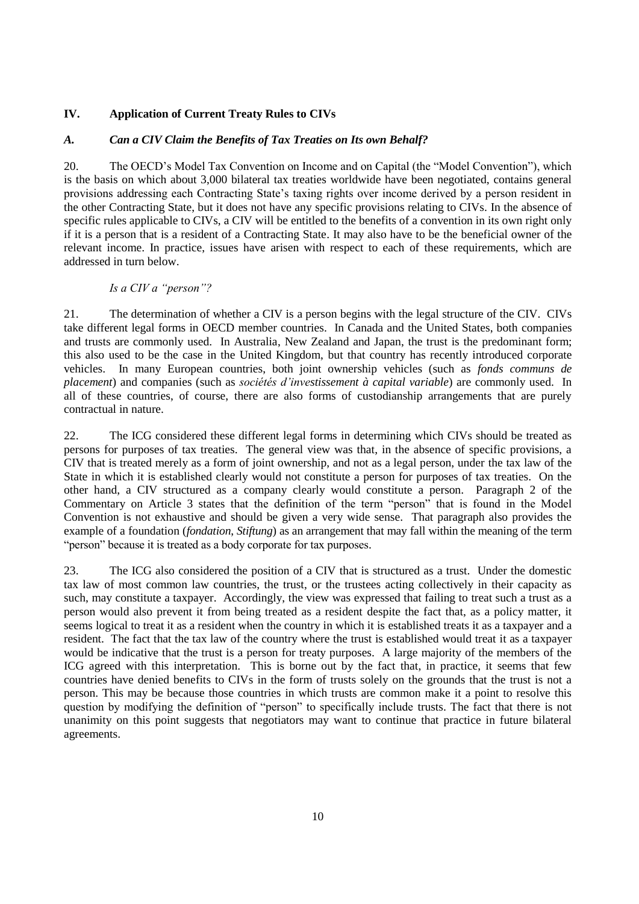## IV. Application of Current Treaty Rules to CIVs

### *A. Can a CIV Claim the Benefits of Tax Treaties on Its own Behalf?*

20. The OECD's Model Tax Convention on Income and on Capital (the "Model Convention"), which is the basis on which about 3,000 bilateral tax treaties worldwide have been negotiated, contains general provisions addressing each Contracting State's taxing rights over income derived by a person resident in the other Contracting State, but it does not have any specific provisions relating to CIVs. In the absence of specific rules applicable to CIVs, a CIV will be entitled to the benefits of a convention in its own right only if it is a person that is a resident of a Contracting State. It may also have to be the beneficial owner of the relevant income. In practice, issues have arisen with respect to each of these requirements, which are addressed in turn below.

*Is a CIV a "person"?*

21. The determination of whether a CIV is a person begins with the legal structure of the CIV. CIVs take different legal forms in OECD member countries. In Canada and the United States, both companies and trusts are commonly used. In Australia, New Zealand and Japan, the trust is the predominant form; this also used to be the case in the United Kingdom, but that country has recently introduced corporate vehicles. In many European countries, both joint ownership vehicles (such as *fonds communs de placement*) and companies (such as *sociétés d'investissement à capital variable*) are commonly used. In all of these countries, of course, there are also forms of custodianship arrangements that are purely contractual in nature.

22. The ICG considered these different legal forms in determining which CIVs should be treated as persons for purposes of tax treaties. The general view was that, in the absence of specific provisions, a CIV that is treated merely as a form of joint ownership, and not as a legal person, under the tax law of the State in which it is established clearly would not constitute a person for purposes of tax treaties. On the other hand, a CIV structured as a company clearly would constitute a person. Paragraph 2 of the Commentary on Article 3 states that the definition of the term "person" that is found in the Model Convention is not exhaustive and should be given a very wide sense. That paragraph also provides the example of a foundation (*fondation*, *Stiftung*) as an arrangement that may fall within the meaning of the term "person" because it is treated as a body corporate for tax purposes.

23. The ICG also considered the position of a CIV that is structured as a trust. Under the domestic tax law of most common law countries, the trust, or the trustees acting collectively in their capacity as such, may constitute a taxpayer. Accordingly, the view was expressed that failing to treat such a trust as a person would also prevent it from being treated as a resident despite the fact that, as a policy matter, it seems logical to treat it as a resident when the country in which it is established treats it as a taxpayer and a resident. The fact that the tax law of the country where the trust is established would treat it as a taxpayer would be indicative that the trust is a person for treaty purposes. A large majority of the members of the ICG agreed with this interpretation. This is borne out by the fact that, in practice, it seems that few countries have denied benefits to CIVs in the form of trusts solely on the grounds that the trust is not a person. This may be because those countries in which trusts are common make it a point to resolve this question by modifying the definition of "person" to specifically include trusts. The fact that there is not unanimity on this point suggests that negotiators may want to continue that practice in future bilateral agreements.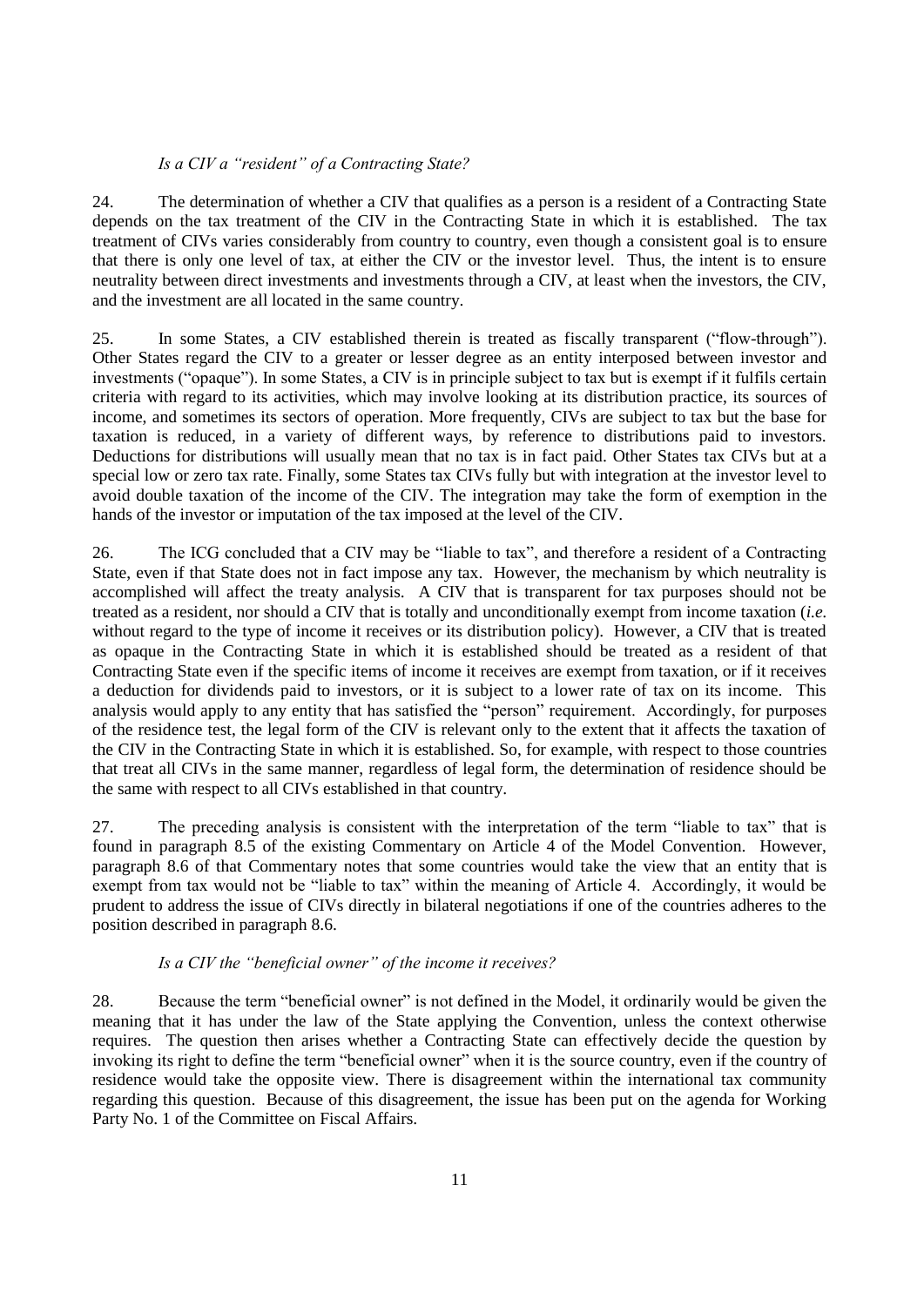*Is a CIV a "resident" of a Contracting State?*

24. The determination of whether a CIV that qualifies as a person is a resident of a Contracting State depends on the tax treatment of the CIV in the Contracting State in which it is established. The tax treatment of CIVs varies considerably from country to country, even though a consistent goal is to ensure that there is only one level of tax, at either the CIV or the investor level. Thus, the intent is to ensure neutrality between direct investments and investments through a CIV, at least when the investors, the CIV, and the investment are all located in the same country.

25. In some States, a CIV established therein is treated as fiscally transparent ("flow-through"). Other States regard the CIV to a greater or lesser degree as an entity interposed between investor and investments ("opaque"). In some States, a CIV is in principle subject to tax but is exempt if it fulfils certain criteria with regard to its activities, which may involve looking at its distribution practice, its sources of income, and sometimes its sectors of operation. More frequently, CIVs are subject to tax but the base for taxation is reduced, in a variety of different ways, by reference to distributions paid to investors. Deductions for distributions will usually mean that no tax is in fact paid. Other States tax CIVs but at a special low or zero tax rate. Finally, some States tax CIVs fully but with integration at the investor level to avoid double taxation of the income of the CIV. The integration may take the form of exemption in the hands of the investor or imputation of the tax imposed at the level of the CIV.

26. The ICG concluded that a CIV may be "liable to tax", and therefore a resident of a Contracting State, even if that State does not in fact impose any tax. However, the mechanism by which neutrality is accomplished will affect the treaty analysis. A CIV that is transparent for tax purposes should not be treated as a resident, nor should a CIV that is totally and unconditionally exempt from income taxation (*i.e.* without regard to the type of income it receives or its distribution policy). However, a CIV that is treated as opaque in the Contracting State in which it is established should be treated as a resident of that Contracting State even if the specific items of income it receives are exempt from taxation, or if it receives a deduction for dividends paid to investors, or it is subject to a lower rate of tax on its income. This analysis would apply to any entity that has satisfied the "person" requirement. Accordingly, for purposes of the residence test, the legal form of the CIV is relevant only to the extent that it affects the taxation of the CIV in the Contracting State in which it is established. So, for example, with respect to those countries that treat all CIVs in the same manner, regardless of legal form, the determination of residence should be the same with respect to all CIVs established in that country.

27. The preceding analysis is consistent with the interpretation of the term "liable to tax" that is found in paragraph 8.5 of the existing Commentary on Article 4 of the Model Convention. However, paragraph 8.6 of that Commentary notes that some countries would take the view that an entity that is exempt from tax would not be "liable to tax" within the meaning of Article 4. Accordingly, it would be prudent to address the issue of CIVs directly in bilateral negotiations if one of the countries adheres to the position described in paragraph 8.6.

*Is a CIV the "beneficial owner" of the income it receives?*

28. Because the term "beneficial owner" is not defined in the Model, it ordinarily would be given the meaning that it has under the law of the State applying the Convention, unless the context otherwise requires. The question then arises whether a Contracting State can effectively decide the question by invoking its right to define the term "beneficial owner" when it is the source country, even if the country of residence would take the opposite view. There is disagreement within the international tax community regarding this question. Because of this disagreement, the issue has been put on the agenda for Working Party No. 1 of the Committee on Fiscal Affairs.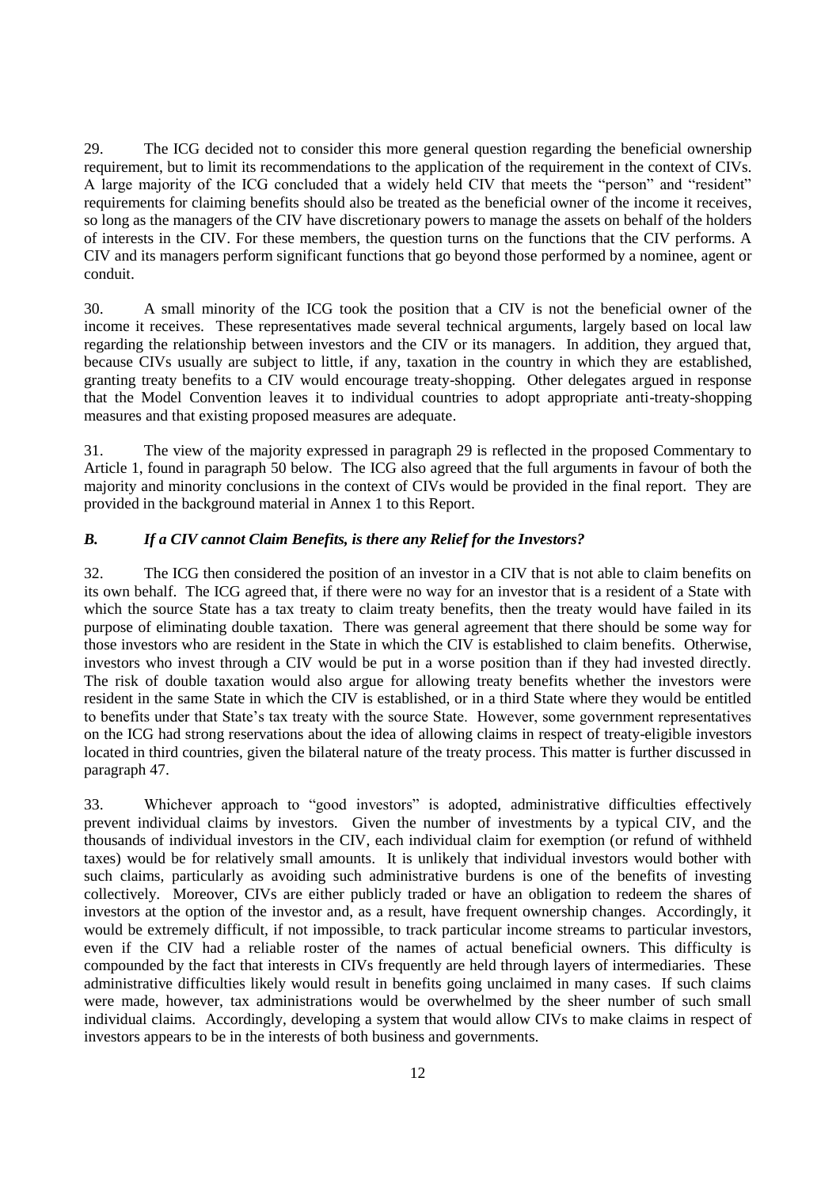29. The ICG decided not to consider this more general question regarding the beneficial ownership requirement, but to limit its recommendations to the application of the requirement in the context of CIVs. A large majority of the ICG concluded that a widely held CIV that meets the "person" and "resident" requirements for claiming benefits should also be treated as the beneficial owner of the income it receives, so long as the managers of the CIV have discretionary powers to manage the assets on behalf of the holders of interests in the CIV. For these members, the question turns on the functions that the CIV performs. A CIV and its managers perform significant functions that go beyond those performed by a nominee, agent or conduit.

30. A small minority of the ICG took the position that a CIV is not the beneficial owner of the income it receives. These representatives made several technical arguments, largely based on local law regarding the relationship between investors and the CIV or its managers. In addition, they argued that, because CIVs usually are subject to little, if any, taxation in the country in which they are established, granting treaty benefits to a CIV would encourage treaty-shopping. Other delegates argued in response that the Model Convention leaves it to individual countries to adopt appropriate anti-treaty-shopping measures and that existing proposed measures are adequate.

31. The view of the majority expressed in paragraph 29 is reflected in the proposed Commentary to Article 1, found in paragraph 50 below. The ICG also agreed that the full arguments in favour of both the majority and minority conclusions in the context of CIVs would be provided in the final report. They are provided in the background material in Annex 1 to this Report.

### *B. If a CIV cannot Claim Benefits, is there any Relief for the Investors?*

32. The ICG then considered the position of an investor in a CIV that is not able to claim benefits on its own behalf. The ICG agreed that, if there were no way for an investor that is a resident of a State with which the source State has a tax treaty to claim treaty benefits, then the treaty would have failed in its purpose of eliminating double taxation. There was general agreement that there should be some way for those investors who are resident in the State in which the CIV is established to claim benefits. Otherwise, investors who invest through a CIV would be put in a worse position than if they had invested directly. The risk of double taxation would also argue for allowing treaty benefits whether the investors were resident in the same State in which the CIV is established, or in a third State where they would be entitled to benefits under that State's tax treaty with the source State. However, some government representatives on the ICG had strong reservations about the idea of allowing claims in respect of treaty-eligible investors located in third countries, given the bilateral nature of the treaty process. This matter is further discussed in paragraph 47.

33. Whichever approach to "good investors" is adopted, administrative difficulties effectively prevent individual claims by investors. Given the number of investments by a typical CIV, and the thousands of individual investors in the CIV, each individual claim for exemption (or refund of withheld taxes) would be for relatively small amounts. It is unlikely that individual investors would bother with such claims, particularly as avoiding such administrative burdens is one of the benefits of investing collectively. Moreover, CIVs are either publicly traded or have an obligation to redeem the shares of investors at the option of the investor and, as a result, have frequent ownership changes. Accordingly, it would be extremely difficult, if not impossible, to track particular income streams to particular investors, even if the CIV had a reliable roster of the names of actual beneficial owners. This difficulty is compounded by the fact that interests in CIVs frequently are held through layers of intermediaries. These administrative difficulties likely would result in benefits going unclaimed in many cases. If such claims were made, however, tax administrations would be overwhelmed by the sheer number of such small individual claims. Accordingly, developing a system that would allow CIVs to make claims in respect of investors appears to be in the interests of both business and governments.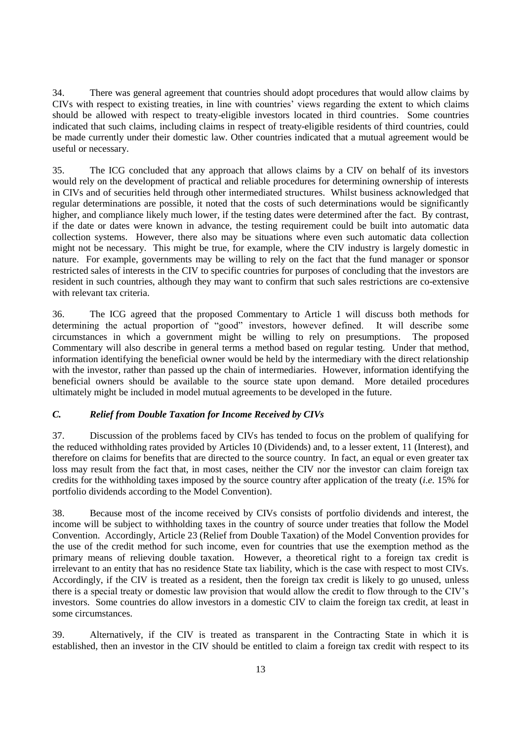34. There was general agreement that countries should adopt procedures that would allow claims by CIVs with respect to existing treaties, in line with countries' views regarding the extent to which claims should be allowed with respect to treaty-eligible investors located in third countries. Some countries indicated that such claims, including claims in respect of treaty-eligible residents of third countries, could be made currently under their domestic law. Other countries indicated that a mutual agreement would be useful or necessary.

35. The ICG concluded that any approach that allows claims by a CIV on behalf of its investors would rely on the development of practical and reliable procedures for determining ownership of interests in CIVs and of securities held through other intermediated structures. Whilst business acknowledged that regular determinations are possible, it noted that the costs of such determinations would be significantly higher, and compliance likely much lower, if the testing dates were determined after the fact. By contrast, if the date or dates were known in advance, the testing requirement could be built into automatic data collection systems. However, there also may be situations where even such automatic data collection might not be necessary. This might be true, for example, where the CIV industry is largely domestic in nature. For example, governments may be willing to rely on the fact that the fund manager or sponsor restricted sales of interests in the CIV to specific countries for purposes of concluding that the investors are resident in such countries, although they may want to confirm that such sales restrictions are co-extensive with relevant tax criteria.

36. The ICG agreed that the proposed Commentary to Article 1 will discuss both methods for determining the actual proportion of "good" investors, however defined. It will describe some circumstances in which a government might be willing to rely on presumptions. The proposed Commentary will also describe in general terms a method based on regular testing. Under that method, information identifying the beneficial owner would be held by the intermediary with the direct relationship with the investor, rather than passed up the chain of intermediaries. However, information identifying the beneficial owners should be available to the source state upon demand. More detailed procedures ultimately might be included in model mutual agreements to be developed in the future.

### *C. Relief from Double Taxation for Income Received by CIVs*

37. Discussion of the problems faced by CIVs has tended to focus on the problem of qualifying for the reduced withholding rates provided by Articles 10 (Dividends) and, to a lesser extent, 11 (Interest), and therefore on claims for benefits that are directed to the source country. In fact, an equal or even greater tax loss may result from the fact that, in most cases, neither the CIV nor the investor can claim foreign tax credits for the withholding taxes imposed by the source country after application of the treaty (*i.e.* 15% for portfolio dividends according to the Model Convention).

38. Because most of the income received by CIVs consists of portfolio dividends and interest, the income will be subject to withholding taxes in the country of source under treaties that follow the Model Convention. Accordingly, Article 23 (Relief from Double Taxation) of the Model Convention provides for the use of the credit method for such income, even for countries that use the exemption method as the primary means of relieving double taxation. However, a theoretical right to a foreign tax credit is irrelevant to an entity that has no residence State tax liability, which is the case with respect to most CIVs. Accordingly, if the CIV is treated as a resident, then the foreign tax credit is likely to go unused, unless there is a special treaty or domestic law provision that would allow the credit to flow through to the CIV's investors. Some countries do allow investors in a domestic CIV to claim the foreign tax credit, at least in some circumstances.

39. Alternatively, if the CIV is treated as transparent in the Contracting State in which it is established, then an investor in the CIV should be entitled to claim a foreign tax credit with respect to its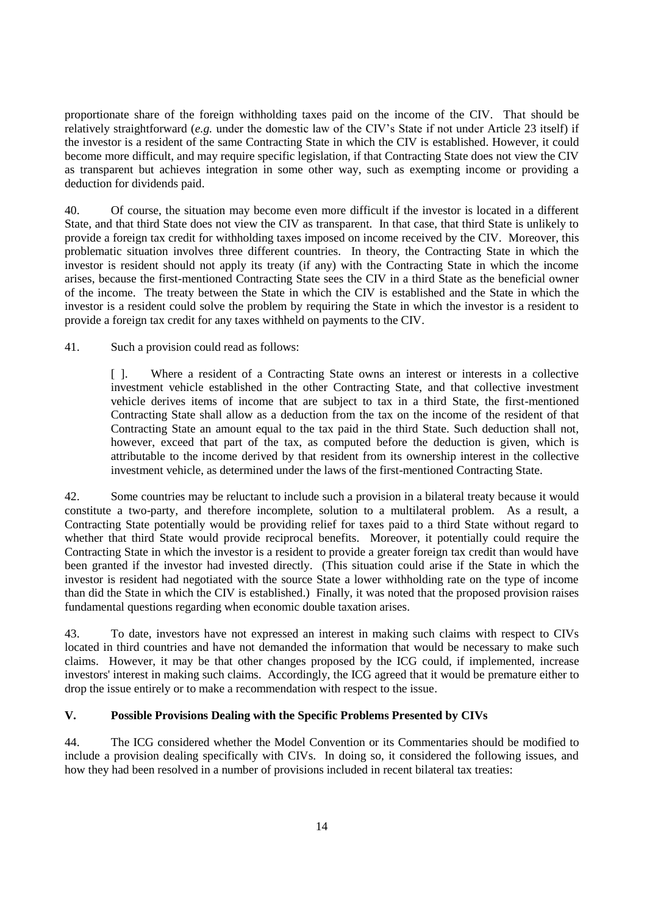proportionate share of the foreign withholding taxes paid on the income of the CIV. That should be relatively straightforward (*e.g.* under the domestic law of the CIV's State if not under Article 23 itself) if the investor is a resident of the same Contracting State in which the CIV is established. However, it could become more difficult, and may require specific legislation, if that Contracting State does not view the CIV as transparent but achieves integration in some other way, such as exempting income or providing a deduction for dividends paid.

40. Of course, the situation may become even more difficult if the investor is located in a different State, and that third State does not view the CIV as transparent. In that case, that third State is unlikely to provide a foreign tax credit for withholding taxes imposed on income received by the CIV. Moreover, this problematic situation involves three different countries. In theory, the Contracting State in which the investor is resident should not apply its treaty (if any) with the Contracting State in which the income arises, because the first-mentioned Contracting State sees the CIV in a third State as the beneficial owner of the income. The treaty between the State in which the CIV is established and the State in which the investor is a resident could solve the problem by requiring the State in which the investor is a resident to provide a foreign tax credit for any taxes withheld on payments to the CIV.

41. Such a provision could read as follows:

> [ ]. Where a resident of a Contracting State owns an interest or interests in a collective investment vehicle established in the other Contracting State, and that collective investment vehicle derives items of income that are subject to tax in a third State, the first-mentioned Contracting State shall allow as a deduction from the tax on the income of the resident of that Contracting State an amount equal to the tax paid in the third State. Such deduction shall not, however, exceed that part of the tax, as computed before the deduction is given, which is attributable to the income derived by that resident from its ownership interest in the collective investment vehicle, as determined under the laws of the first-mentioned Contracting State.

42. Some countries may be reluctant to include such a provision in a bilateral treaty because it would constitute a two-party, and therefore incomplete, solution to a multilateral problem. As a result, a Contracting State potentially would be providing relief for taxes paid to a third State without regard to whether that third State would provide reciprocal benefits. Moreover, it potentially could require the Contracting State in which the investor is a resident to provide a greater foreign tax credit than would have been granted if the investor had invested directly. (This situation could arise if the State in which the investor is resident had negotiated with the source State a lower withholding rate on the type of income than did the State in which the CIV is established.) Finally, it was noted that the proposed provision raises fundamental questions regarding when economic double taxation arises.

43. To date, investors have not expressed an interest in making such claims with respect to CIVs located in third countries and have not demanded the information that would be necessary to make such claims. However, it may be that other changes proposed by the ICG could, if implemented, increase investors' interest in making such claims. Accordingly, the ICG agreed that it would be premature either to drop the issue entirely or to make a recommendation with respect to the issue.

## V. Possible Provisions Dealing with the Specific Problems Presented by CIVs

44. The ICG considered whether the Model Convention or its Commentaries should be modified to include a provision dealing specifically with CIVs. In doing so, it considered the following issues, and how they had been resolved in a number of provisions included in recent bilateral tax treaties: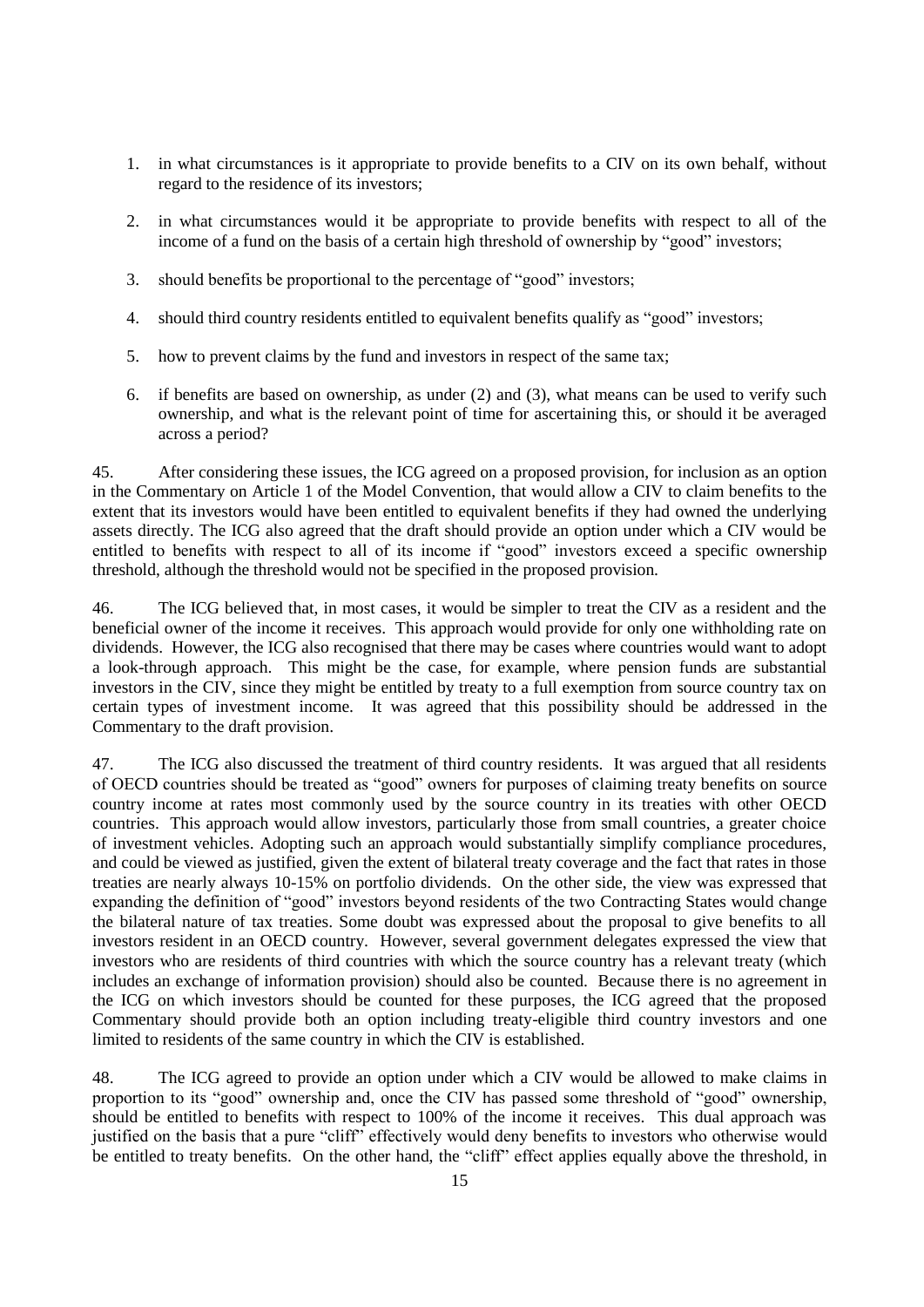1. in what circumstances is it appropriate to provide benefits to a CIV on its own behalf, without regard to the residence of its investors;

2. in what circumstances would it be appropriate to provide benefits with respect to all of the income of a fund on the basis of a certain high threshold of ownership by "good" investors;

3. should benefits be proportional to the percentage of "good" investors;

4. should third country residents entitled to equivalent benefits qualify as "good" investors;

5. how to prevent claims by the fund and investors in respect of the same tax;

6. if benefits are based on ownership, as under (2) and (3), what means can be used to verify such ownership, and what is the relevant point of time for ascertaining this, or should it be averaged across a period?

45. After considering these issues, the ICG agreed on a proposed provision, for inclusion as an option in the Commentary on Article 1 of the Model Convention, that would allow a CIV to claim benefits to the extent that its investors would have been entitled to equivalent benefits if they had owned the underlying assets directly. The ICG also agreed that the draft should provide an option under which a CIV would be entitled to benefits with respect to all of its income if "good" investors exceed a specific ownership threshold, although the threshold would not be specified in the proposed provision.

46. The ICG believed that, in most cases, it would be simpler to treat the CIV as a resident and the beneficial owner of the income it receives. This approach would provide for only one withholding rate on dividends. However, the ICG also recognised that there may be cases where countries would want to adopt a look-through approach. This might be the case, for example, where pension funds are substantial investors in the CIV, since they might be entitled by treaty to a full exemption from source country tax on certain types of investment income. It was agreed that this possibility should be addressed in the Commentary to the draft provision.

47. The ICG also discussed the treatment of third country residents. It was argued that all residents of OECD countries should be treated as "good" owners for purposes of claiming treaty benefits on source country income at rates most commonly used by the source country in its treaties with other OECD countries. This approach would allow investors, particularly those from small countries, a greater choice of investment vehicles. Adopting such an approach would substantially simplify compliance procedures, and could be viewed as justified, given the extent of bilateral treaty coverage and the fact that rates in those treaties are nearly always 10-15% on portfolio dividends. On the other side, the view was expressed that expanding the definition of "good" investors beyond residents of the two Contracting States would change the bilateral nature of tax treaties. Some doubt was expressed about the proposal to give benefits to all investors resident in an OECD country. However, several government delegates expressed the view that investors who are residents of third countries with which the source country has a relevant treaty (which includes an exchange of information provision) should also be counted. Because there is no agreement in the ICG on which investors should be counted for these purposes, the ICG agreed that the proposed Commentary should provide both an option including treaty-eligible third country investors and one limited to residents of the same country in which the CIV is established.

48. The ICG agreed to provide an option under which a CIV would be allowed to make claims in proportion to its "good" ownership and, once the CIV has passed some threshold of "good" ownership, should be entitled to benefits with respect to 100% of the income it receives. This dual approach was justified on the basis that a pure "cliff" effectively would deny benefits to investors who otherwise would be entitled to treaty benefits. On the other hand, the "cliff" effect applies equally above the threshold, in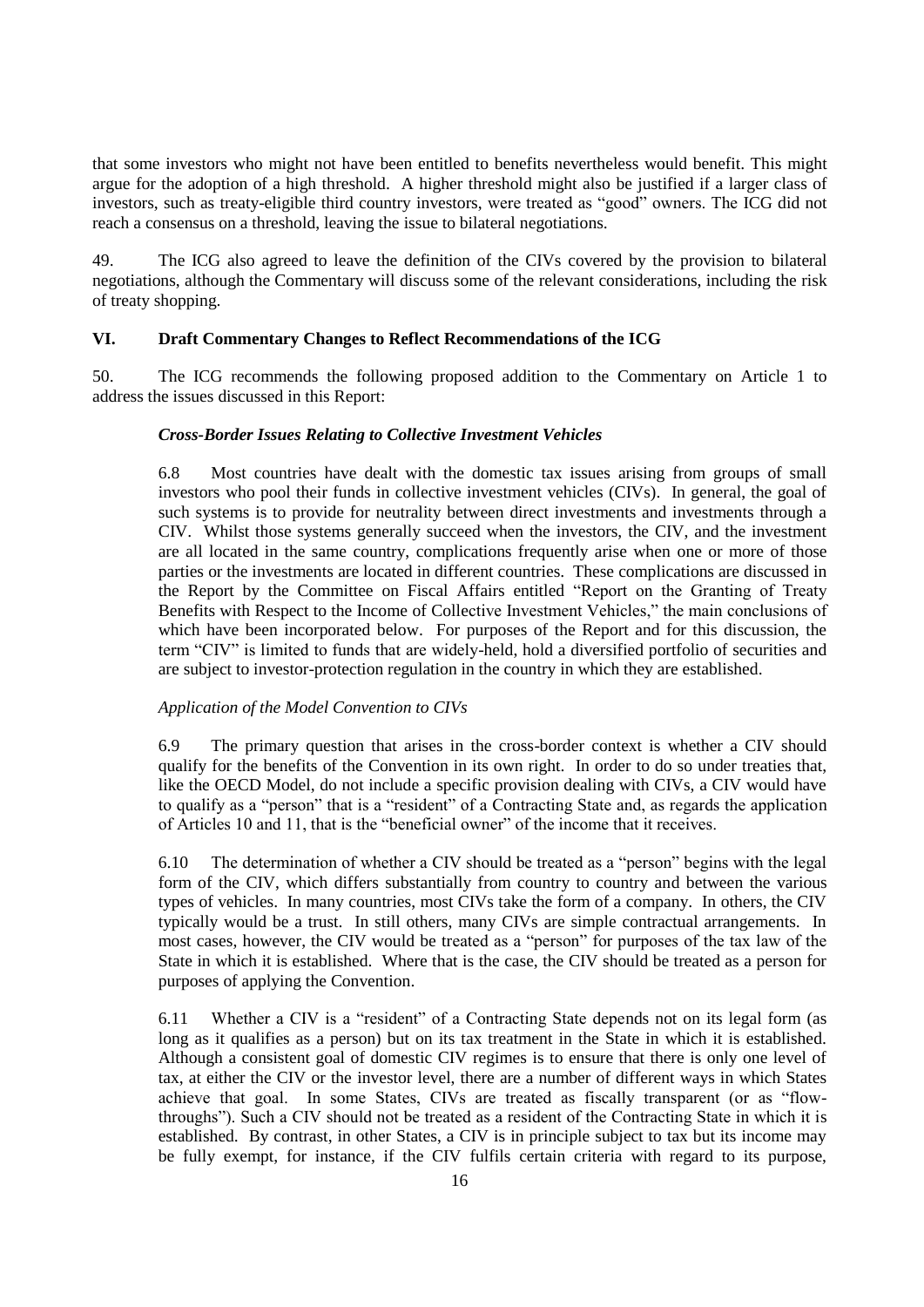that some investors who might not have been entitled to benefits nevertheless would benefit. This might argue for the adoption of a high threshold. A higher threshold might also be justified if a larger class of investors, such as treaty-eligible third country investors, were treated as "good" owners. The ICG did not reach a consensus on a threshold, leaving the issue to bilateral negotiations.

49. The ICG also agreed to leave the definition of the CIVs covered by the provision to bilateral negotiations, although the Commentary will discuss some of the relevant considerations, including the risk of treaty shopping.

## VI. Draft Commentary Changes to Reflect Recommendations of the ICG

50. The ICG recommends the following proposed addition to the Commentary on Article 1 to address the issues discussed in this Report:

### *Cross-Border Issues Relating to Collective Investment Vehicles*

6.8 Most countries have dealt with the domestic tax issues arising from groups of small investors who pool their funds in collective investment vehicles (CIVs). In general, the goal of such systems is to provide for neutrality between direct investments and investments through a CIV. Whilst those systems generally succeed when the investors, the CIV, and the investment are all located in the same country, complications frequently arise when one or more of those parties or the investments are located in different countries. These complications are discussed in the Report by the Committee on Fiscal Affairs entitled "Report on the Granting of Treaty Benefits with Respect to the Income of Collective Investment Vehicles," the main conclusions of which have been incorporated below. For purposes of the Report and for this discussion, the term "CIV" is limited to funds that are widely-held, hold a diversified portfolio of securities and are subject to investor-protection regulation in the country in which they are established.

*Application of the Model Convention to CIVs*

6.9 The primary question that arises in the cross-border context is whether a CIV should qualify for the benefits of the Convention in its own right. In order to do so under treaties that, like the OECD Model, do not include a specific provision dealing with CIVs, a CIV would have to qualify as a "person" that is a "resident" of a Contracting State and, as regards the application of Articles 10 and 11, that is the "beneficial owner" of the income that it receives.

6.10 The determination of whether a CIV should be treated as a "person" begins with the legal form of the CIV, which differs substantially from country to country and between the various types of vehicles. In many countries, most CIVs take the form of a company. In others, the CIV typically would be a trust. In still others, many CIVs are simple contractual arrangements. In most cases, however, the CIV would be treated as a "person" for purposes of the tax law of the State in which it is established. Where that is the case, the CIV should be treated as a person for purposes of applying the Convention.

6.11 Whether a CIV is a "resident" of a Contracting State depends not on its legal form (as long as it qualifies as a person) but on its tax treatment in the State in which it is established. Although a consistent goal of domestic CIV regimes is to ensure that there is only one level of tax, at either the CIV or the investor level, there are a number of different ways in which States achieve that goal. In some States, CIVs are treated as fiscally transparent (or as "flow-throughs"). Such a CIV should not be treated as a resident of the Contracting State in which it is established. By contrast, in other States, a CIV is in principle subject to tax but its income may be fully exempt, for instance, if the CIV fulfils certain criteria with regard to its purpose,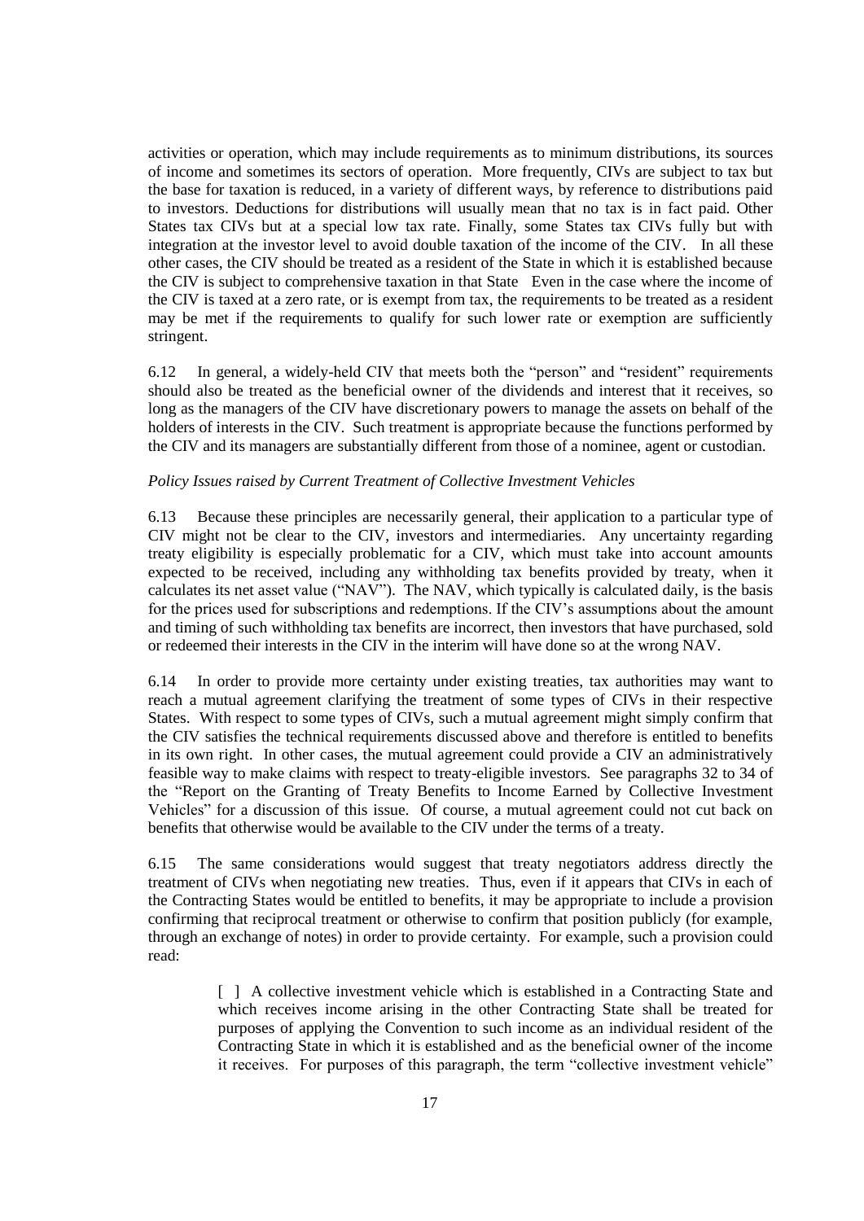activities or operation, which may include requirements as to minimum distributions, its sources of income and sometimes its sectors of operation. More frequently, CIVs are subject to tax but the base for taxation is reduced, in a variety of different ways, by reference to distributions paid to investors. Deductions for distributions will usually mean that no tax is in fact paid. Other States tax CIVs but at a special low tax rate. Finally, some States tax CIVs fully but with integration at the investor level to avoid double taxation of the income of the CIV. In all these other cases, the CIV should be treated as a resident of the State in which it is established because the CIV is subject to comprehensive taxation in that State Even in the case where the income of the CIV is taxed at a zero rate, or is exempt from tax, the requirements to be treated as a resident may be met if the requirements to qualify for such lower rate or exemption are sufficiently stringent.

6.12 In general, a widely-held CIV that meets both the "person" and "resident" requirements should also be treated as the beneficial owner of the dividends and interest that it receives, so long as the managers of the CIV have discretionary powers to manage the assets on behalf of the holders of interests in the CIV. Such treatment is appropriate because the functions performed by the CIV and its managers are substantially different from those of a nominee, agent or custodian.

*Policy Issues raised by Current Treatment of Collective Investment Vehicles*

6.13 Because these principles are necessarily general, their application to a particular type of CIV might not be clear to the CIV, investors and intermediaries. Any uncertainty regarding treaty eligibility is especially problematic for a CIV, which must take into account amounts expected to be received, including any withholding tax benefits provided by treaty, when it calculates its net asset value ("NAV"). The NAV, which typically is calculated daily, is the basis for the prices used for subscriptions and redemptions. If the CIV's assumptions about the amount and timing of such withholding tax benefits are incorrect, then investors that have purchased, sold or redeemed their interests in the CIV in the interim will have done so at the wrong NAV.

6.14 In order to provide more certainty under existing treaties, tax authorities may want to reach a mutual agreement clarifying the treatment of some types of CIVs in their respective States. With respect to some types of CIVs, such a mutual agreement might simply confirm that the CIV satisfies the technical requirements discussed above and therefore is entitled to benefits in its own right. In other cases, the mutual agreement could provide a CIV an administratively feasible way to make claims with respect to treaty-eligible investors. See paragraphs 32 to 34 of the "Report on the Granting of Treaty Benefits to Income Earned by Collective Investment Vehicles" for a discussion of this issue. Of course, a mutual agreement could not cut back on benefits that otherwise would be available to the CIV under the terms of a treaty.

6.15 The same considerations would suggest that treaty negotiators address directly the treatment of CIVs when negotiating new treaties. Thus, even if it appears that CIVs in each of the Contracting States would be entitled to benefits, it may be appropriate to include a provision confirming that reciprocal treatment or otherwise to confirm that position publicly (for example, through an exchange of notes) in order to provide certainty. For example, such a provision could read:

> [ ] A collective investment vehicle which is established in a Contracting State and which receives income arising in the other Contracting State shall be treated for purposes of applying the Convention to such income as an individual resident of the Contracting State in which it is established and as the beneficial owner of the income it receives. For purposes of this paragraph, the term "collective investment vehicle"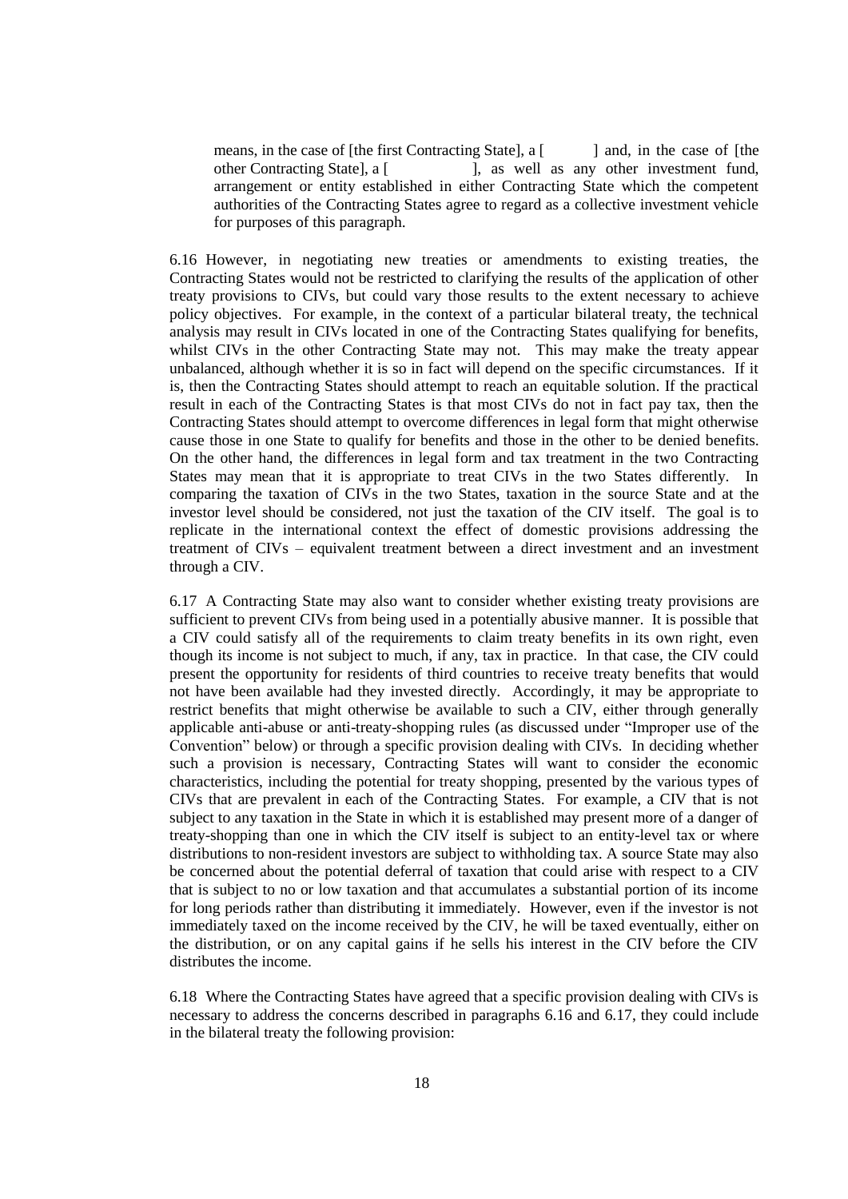> means, in the case of [the first Contracting State], a [ ] and, in the case of [the other Contracting State], a [ ], as well as any other investment fund, arrangement or entity established in either Contracting State which the competent authorities of the Contracting States agree to regard as a collective investment vehicle for purposes of this paragraph.

6.16 However, in negotiating new treaties or amendments to existing treaties, the Contracting States would not be restricted to clarifying the results of the application of other treaty provisions to CIVs, but could vary those results to the extent necessary to achieve policy objectives. For example, in the context of a particular bilateral treaty, the technical analysis may result in CIVs located in one of the Contracting States qualifying for benefits, whilst CIVs in the other Contracting State may not. This may make the treaty appear unbalanced, although whether it is so in fact will depend on the specific circumstances. If it is, then the Contracting States should attempt to reach an equitable solution. If the practical result in each of the Contracting States is that most CIVs do not in fact pay tax, then the Contracting States should attempt to overcome differences in legal form that might otherwise cause those in one State to qualify for benefits and those in the other to be denied benefits. On the other hand, the differences in legal form and tax treatment in the two Contracting States may mean that it is appropriate to treat CIVs in the two States differently. In comparing the taxation of CIVs in the two States, taxation in the source State and at the investor level should be considered, not just the taxation of the CIV itself. The goal is to replicate in the international context the effect of domestic provisions addressing the treatment of CIVs – equivalent treatment between a direct investment and an investment through a CIV.

6.17 A Contracting State may also want to consider whether existing treaty provisions are sufficient to prevent CIVs from being used in a potentially abusive manner. It is possible that a CIV could satisfy all of the requirements to claim treaty benefits in its own right, even though its income is not subject to much, if any, tax in practice. In that case, the CIV could present the opportunity for residents of third countries to receive treaty benefits that would not have been available had they invested directly. Accordingly, it may be appropriate to restrict benefits that might otherwise be available to such a CIV, either through generally applicable anti-abuse or anti-treaty-shopping rules (as discussed under "Improper use of the Convention" below) or through a specific provision dealing with CIVs. In deciding whether such a provision is necessary, Contracting States will want to consider the economic characteristics, including the potential for treaty shopping, presented by the various types of CIVs that are prevalent in each of the Contracting States. For example, a CIV that is not subject to any taxation in the State in which it is established may present more of a danger of treaty-shopping than one in which the CIV itself is subject to an entity-level tax or where distributions to non-resident investors are subject to withholding tax. A source State may also be concerned about the potential deferral of taxation that could arise with respect to a CIV that is subject to no or low taxation and that accumulates a substantial portion of its income for long periods rather than distributing it immediately. However, even if the investor is not immediately taxed on the income received by the CIV, he will be taxed eventually, either on the distribution, or on any capital gains if he sells his interest in the CIV before the CIV distributes the income.

6.18 Where the Contracting States have agreed that a specific provision dealing with CIVs is necessary to address the concerns described in paragraphs 6.16 and 6.17, they could include in the bilateral treaty the following provision: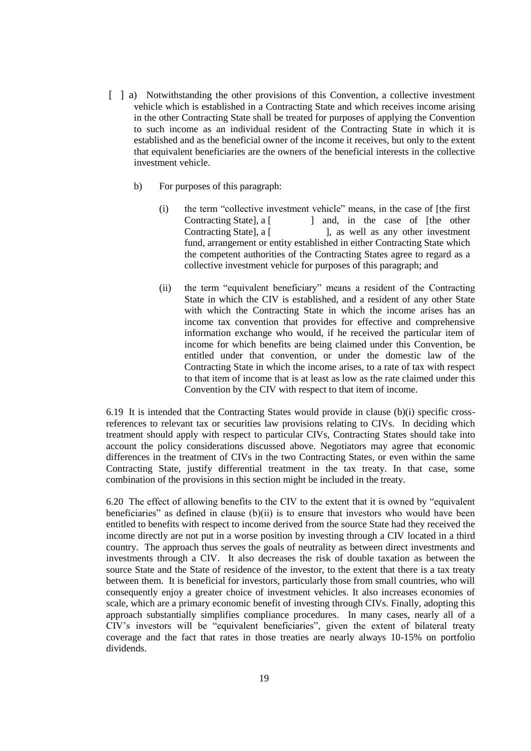[ ] a) Notwithstanding the other provisions of this Convention, a collective investment vehicle which is established in a Contracting State and which receives income arising in the other Contracting State shall be treated for purposes of applying the Convention to such income as an individual resident of the Contracting State in which it is established and as the beneficial owner of the income it receives, but only to the extent that equivalent beneficiaries are the owners of the beneficial interests in the collective investment vehicle.

b) For purposes of this paragraph:

(i) the term "collective investment vehicle" means, in the case of [the first Contracting State], a [ ] and, in the case of [the other Contracting State], a [ ], as well as any other investment fund, arrangement or entity established in either Contracting State which the competent authorities of the Contracting States agree to regard as a collective investment vehicle for purposes of this paragraph; and

(ii) the term "equivalent beneficiary" means a resident of the Contracting State in which the CIV is established, and a resident of any other State with which the Contracting State in which the income arises has an income tax convention that provides for effective and comprehensive information exchange who would, if he received the particular item of income for which benefits are being claimed under this Convention, be entitled under that convention, or under the domestic law of the Contracting State in which the income arises, to a rate of tax with respect to that item of income that is at least as low as the rate claimed under this Convention by the CIV with respect to that item of income.

6.19 It is intended that the Contracting States would provide in clause (b)(i) specific cross-references to relevant tax or securities law provisions relating to CIVs. In deciding which treatment should apply with respect to particular CIVs, Contracting States should take into account the policy considerations discussed above. Negotiators may agree that economic differences in the treatment of CIVs in the two Contracting States, or even within the same Contracting State, justify differential treatment in the tax treaty. In that case, some combination of the provisions in this section might be included in the treaty.

6.20 The effect of allowing benefits to the CIV to the extent that it is owned by "equivalent beneficiaries" as defined in clause (b)(ii) is to ensure that investors who would have been entitled to benefits with respect to income derived from the source State had they received the income directly are not put in a worse position by investing through a CIV located in a third country. The approach thus serves the goals of neutrality as between direct investments and investments through a CIV. It also decreases the risk of double taxation as between the source State and the State of residence of the investor, to the extent that there is a tax treaty between them. It is beneficial for investors, particularly those from small countries, who will consequently enjoy a greater choice of investment vehicles. It also increases economies of scale, which are a primary economic benefit of investing through CIVs. Finally, adopting this approach substantially simplifies compliance procedures. In many cases, nearly all of a CIV's investors will be "equivalent beneficiaries", given the extent of bilateral treaty coverage and the fact that rates in those treaties are nearly always 10-15% on portfolio dividends.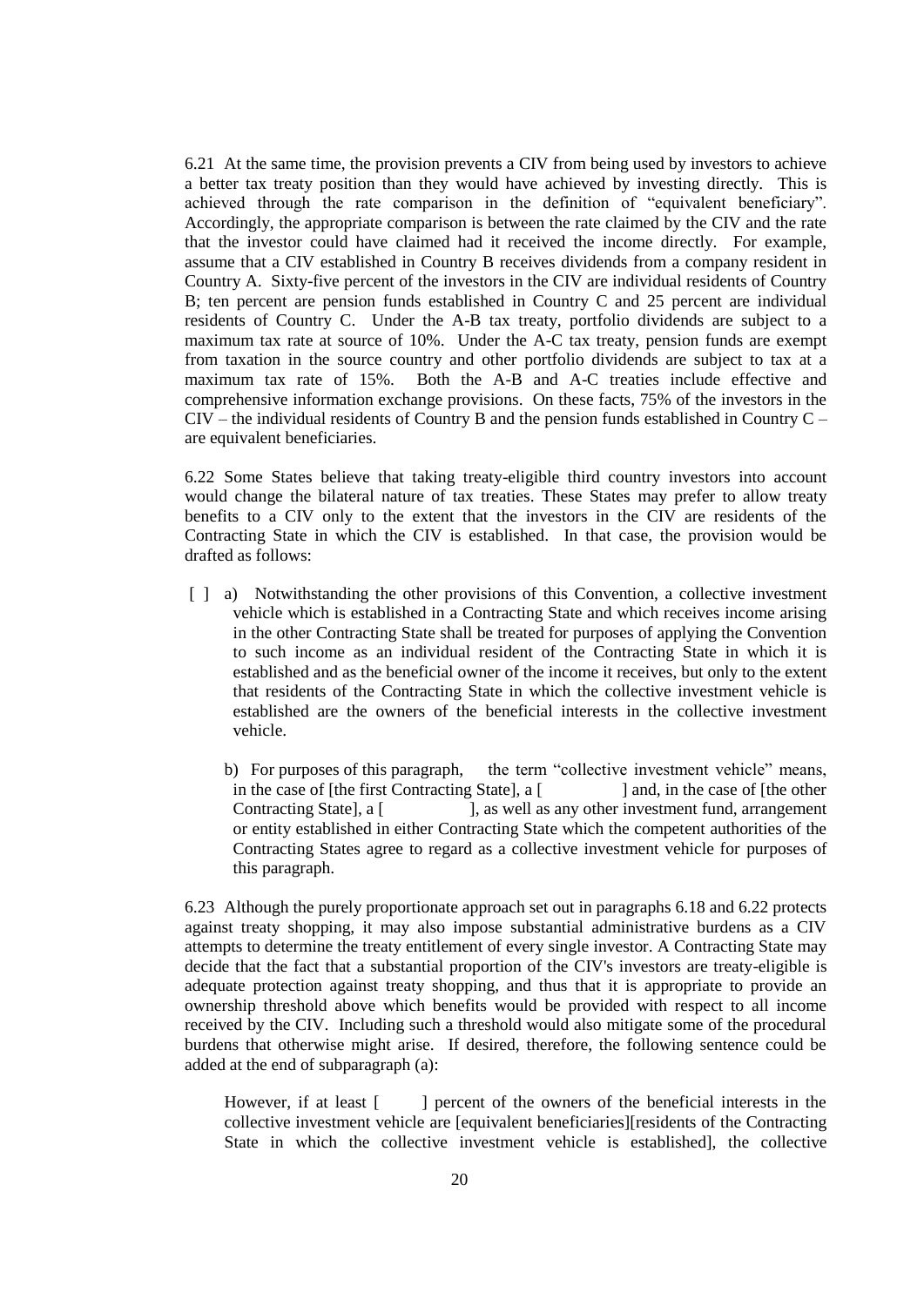6.21 At the same time, the provision prevents a CIV from being used by investors to achieve a better tax treaty position than they would have achieved by investing directly. This is achieved through the rate comparison in the definition of "equivalent beneficiary". Accordingly, the appropriate comparison is between the rate claimed by the CIV and the rate that the investor could have claimed had it received the income directly. For example, assume that a CIV established in Country B receives dividends from a company resident in Country A. Sixty-five percent of the investors in the CIV are individual residents of Country B; ten percent are pension funds established in Country C and 25 percent are individual residents of Country C. Under the A-B tax treaty, portfolio dividends are subject to a maximum tax rate at source of 10%. Under the A-C tax treaty, pension funds are exempt from taxation in the source country and other portfolio dividends are subject to tax at a maximum tax rate of 15%. Both the A-B and A-C treaties include effective and comprehensive information exchange provisions. On these facts, 75% of the investors in the CIV – the individual residents of Country B and the pension funds established in Country C – are equivalent beneficiaries.

6.22 Some States believe that taking treaty-eligible third country investors into account would change the bilateral nature of tax treaties. These States may prefer to allow treaty benefits to a CIV only to the extent that the investors in the CIV are residents of the Contracting State in which the CIV is established. In that case, the provision would be drafted as follows:

[ ] a) Notwithstanding the other provisions of this Convention, a collective investment vehicle which is established in a Contracting State and which receives income arising in the other Contracting State shall be treated for purposes of applying the Convention to such income as an individual resident of the Contracting State in which it is established and as the beneficial owner of the income it receives, but only to the extent that residents of the Contracting State in which the collective investment vehicle is established are the owners of the beneficial interests in the collective investment vehicle.

b) For purposes of this paragraph, the term "collective investment vehicle" means, in the case of [the first Contracting State], a [ ] and, in the case of [the other Contracting State], a [ ], as well as any other investment fund, arrangement or entity established in either Contracting State which the competent authorities of the Contracting States agree to regard as a collective investment vehicle for purposes of this paragraph.

6.23 Although the purely proportionate approach set out in paragraphs 6.18 and 6.22 protects against treaty shopping, it may also impose substantial administrative burdens as a CIV attempts to determine the treaty entitlement of every single investor. A Contracting State may decide that the fact that a substantial proportion of the CIV's investors are treaty-eligible is adequate protection against treaty shopping, and thus that it is appropriate to provide an ownership threshold above which benefits would be provided with respect to all income received by the CIV. Including such a threshold would also mitigate some of the procedural burdens that otherwise might arise. If desired, therefore, the following sentence could be added at the end of subparagraph (a):

> However, if at least [ ] percent of the owners of the beneficial interests in the collective investment vehicle are [equivalent beneficiaries][residents of the Contracting State in which the collective investment vehicle is established], the collective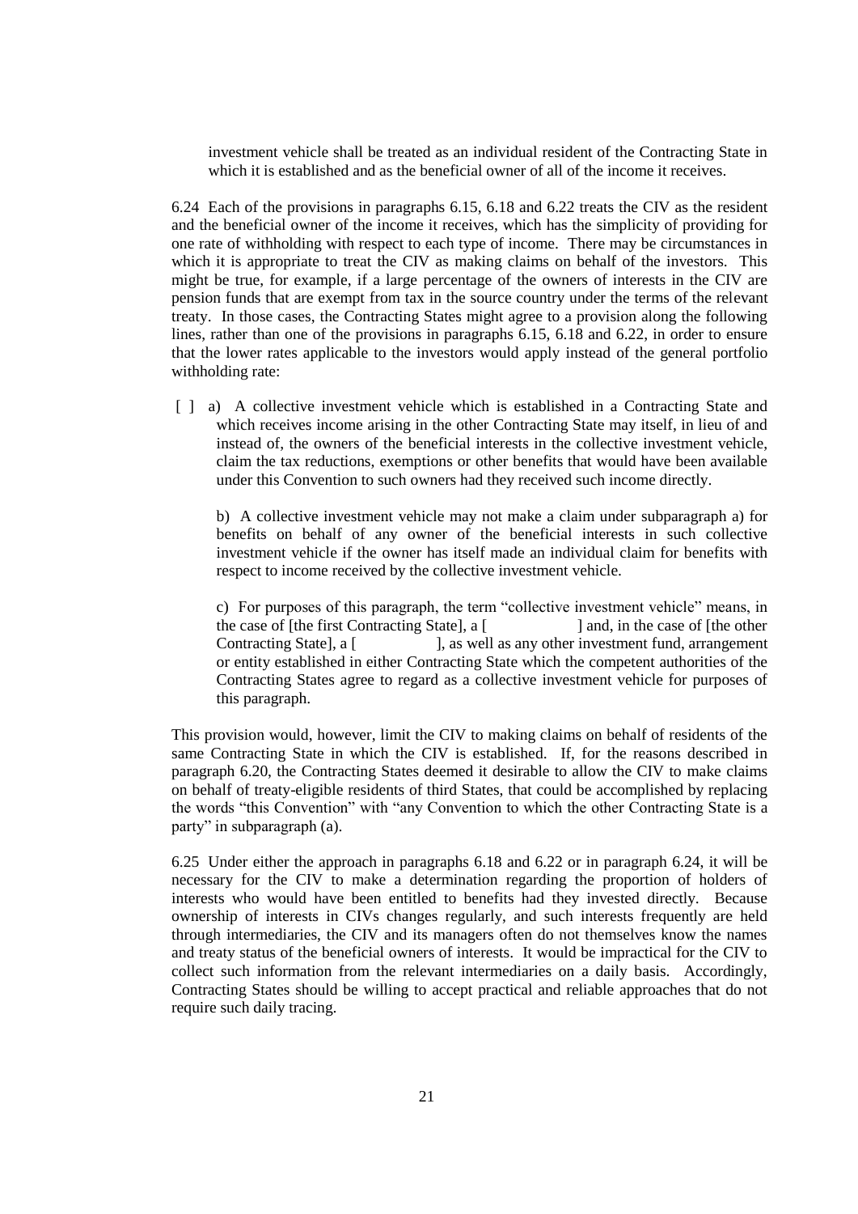investment vehicle shall be treated as an individual resident of the Contracting State in which it is established and as the beneficial owner of all of the income it receives.

6.24 Each of the provisions in paragraphs 6.15, 6.18 and 6.22 treats the CIV as the resident and the beneficial owner of the income it receives, which has the simplicity of providing for one rate of withholding with respect to each type of income. There may be circumstances in which it is appropriate to treat the CIV as making claims on behalf of the investors. This might be true, for example, if a large percentage of the owners of interests in the CIV are pension funds that are exempt from tax in the source country under the terms of the relevant treaty. In those cases, the Contracting States might agree to a provision along the following lines, rather than one of the provisions in paragraphs 6.15, 6.18 and 6.22, in order to ensure that the lower rates applicable to the investors would apply instead of the general portfolio withholding rate:

[ ] a) A collective investment vehicle which is established in a Contracting State and which receives income arising in the other Contracting State may itself, in lieu of and instead of, the owners of the beneficial interests in the collective investment vehicle, claim the tax reductions, exemptions or other benefits that would have been available under this Convention to such owners had they received such income directly.

b) A collective investment vehicle may not make a claim under subparagraph a) for benefits on behalf of any owner of the beneficial interests in such collective investment vehicle if the owner has itself made an individual claim for benefits with respect to income received by the collective investment vehicle.

c) For purposes of this paragraph, the term "collective investment vehicle" means, in the case of [the first Contracting State], a [ ] and, in the case of [the other Contracting State], a [ ], as well as any other investment fund, arrangement or entity established in either Contracting State which the competent authorities of the Contracting States agree to regard as a collective investment vehicle for purposes of this paragraph.

This provision would, however, limit the CIV to making claims on behalf of residents of the same Contracting State in which the CIV is established. If, for the reasons described in paragraph 6.20, the Contracting States deemed it desirable to allow the CIV to make claims on behalf of treaty-eligible residents of third States, that could be accomplished by replacing the words "this Convention" with "any Convention to which the other Contracting State is a party" in subparagraph (a).

6.25 Under either the approach in paragraphs 6.18 and 6.22 or in paragraph 6.24, it will be necessary for the CIV to make a determination regarding the proportion of holders of interests who would have been entitled to benefits had they invested directly. Because ownership of interests in CIVs changes regularly, and such interests frequently are held through intermediaries, the CIV and its managers often do not themselves know the names and treaty status of the beneficial owners of interests. It would be impractical for the CIV to collect such information from the relevant intermediaries on a daily basis. Accordingly, Contracting States should be willing to accept practical and reliable approaches that do not require such daily tracing.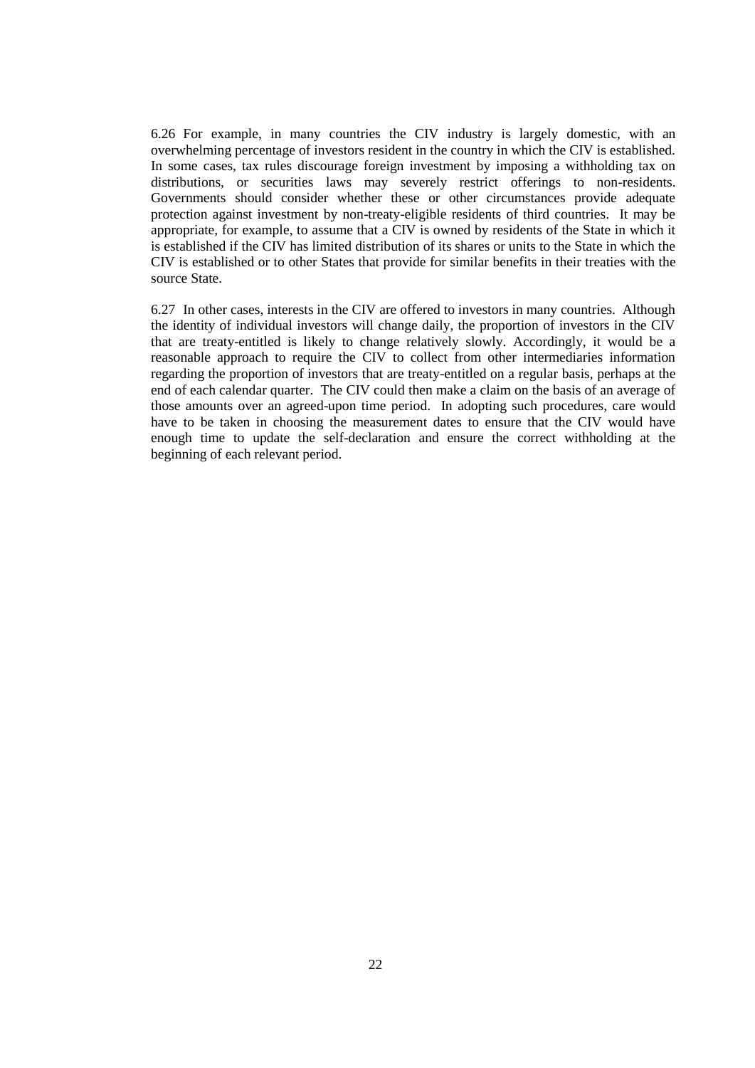6.26 For example, in many countries the CIV industry is largely domestic, with an overwhelming percentage of investors resident in the country in which the CIV is established. In some cases, tax rules discourage foreign investment by imposing a withholding tax on distributions, or securities laws may severely restrict offerings to non-residents. Governments should consider whether these or other circumstances provide adequate protection against investment by non-treaty-eligible residents of third countries. It may be appropriate, for example, to assume that a CIV is owned by residents of the State in which it is established if the CIV has limited distribution of its shares or units to the State in which the CIV is established or to other States that provide for similar benefits in their treaties with the source State.

6.27 In other cases, interests in the CIV are offered to investors in many countries. Although the identity of individual investors will change daily, the proportion of investors in the CIV that are treaty-entitled is likely to change relatively slowly. Accordingly, it would be a reasonable approach to require the CIV to collect from other intermediaries information regarding the proportion of investors that are treaty-entitled on a regular basis, perhaps at the end of each calendar quarter. The CIV could then make a claim on the basis of an average of those amounts over an agreed-upon time period. In adopting such procedures, care would have to be taken in choosing the measurement dates to ensure that the CIV would have enough time to update the self-declaration and ensure the correct withholding at the beginning of each relevant period.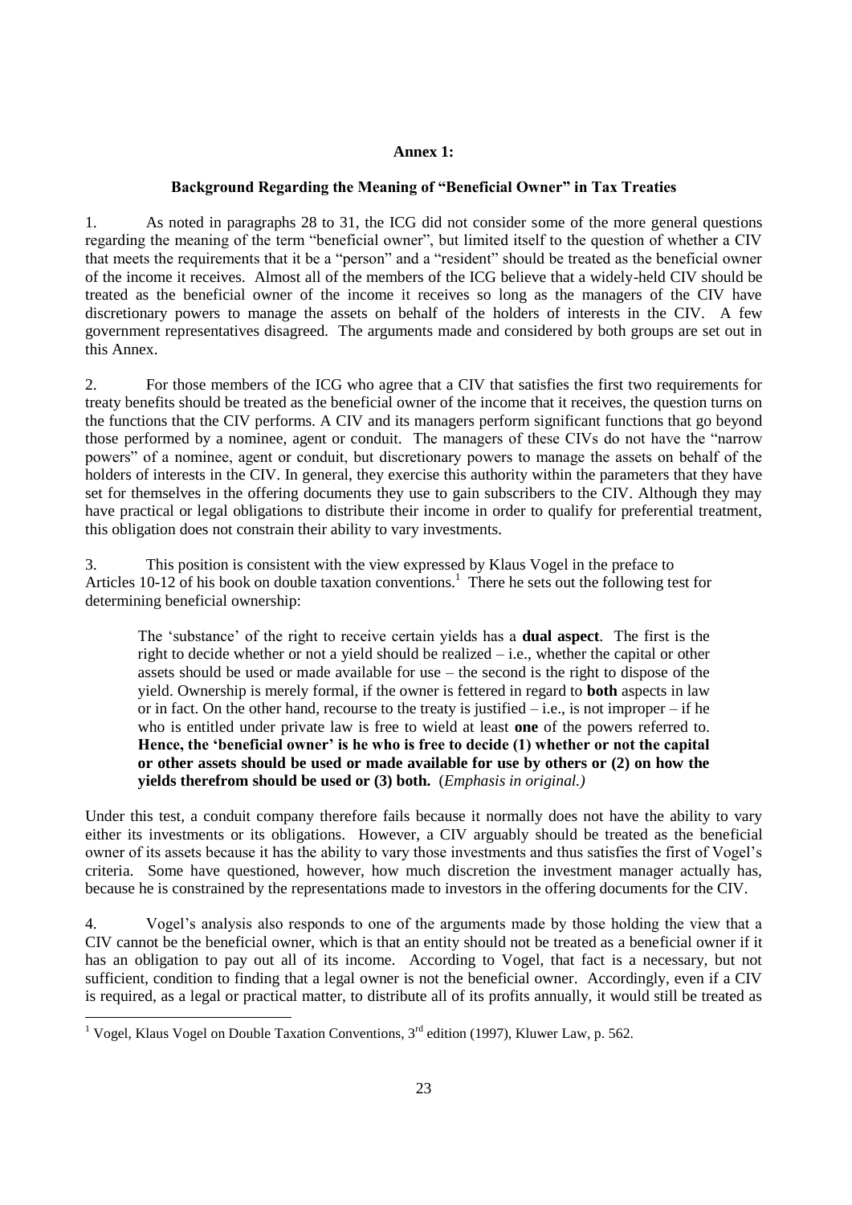**Annex 1:**

**Background Regarding the Meaning of "Beneficial Owner" in Tax Treaties**

1. As noted in paragraphs 28 to 31, the ICG did not consider some of the more general questions regarding the meaning of the term "beneficial owner", but limited itself to the question of whether a CIV that meets the requirements that it be a "person" and a "resident" should be treated as the beneficial owner of the income it receives. Almost all of the members of the ICG believe that a widely-held CIV should be treated as the beneficial owner of the income it receives so long as the managers of the CIV have discretionary powers to manage the assets on behalf of the holders of interests in the CIV. A few government representatives disagreed. The arguments made and considered by both groups are set out in this Annex.

2. For those members of the ICG who agree that a CIV that satisfies the first two requirements for treaty benefits should be treated as the beneficial owner of the income that it receives, the question turns on the functions that the CIV performs. A CIV and its managers perform significant functions that go beyond those performed by a nominee, agent or conduit. The managers of these CIVs do not have the "narrow powers" of a nominee, agent or conduit, but discretionary powers to manage the assets on behalf of the holders of interests in the CIV. In general, they exercise this authority within the parameters that they have set for themselves in the offering documents they use to gain subscribers to the CIV. Although they may have practical or legal obligations to distribute their income in order to qualify for preferential treatment, this obligation does not constrain their ability to vary investments.

3. This position is consistent with the view expressed by Klaus Vogel in the preface to Articles 10-12 of his book on double taxation conventions.[1] There he sets out the following test for determining beneficial ownership:

> The 'substance' of the right to receive certain yields has a **dual aspect**. The first is the right to decide whether or not a yield should be realized – i.e., whether the capital or other assets should be used or made available for use – the second is the right to dispose of the yield. Ownership is merely formal, if the owner is fettered in regard to **both** aspects in law or in fact. On the other hand, recourse to the treaty is justified – i.e., is not improper – if he who is entitled under private law is free to wield at least **one** of the powers referred to. **Hence, the 'beneficial owner' is he who is free to decide (1) whether or not the capital or other assets should be used or made available for use by others or (2) on how the yields therefrom should be used or (3) both.** (*Emphasis in original.)*

Under this test, a conduit company therefore fails because it normally does not have the ability to vary either its investments or its obligations. However, a CIV arguably should be treated as the beneficial owner of its assets because it has the ability to vary those investments and thus satisfies the first of Vogel's criteria. Some have questioned, however, how much discretion the investment manager actually has, because he is constrained by the representations made to investors in the offering documents for the CIV.

4. Vogel's analysis also responds to one of the arguments made by those holding the view that a CIV cannot be the beneficial owner, which is that an entity should not be treated as a beneficial owner if it has an obligation to pay out all of its income. According to Vogel, that fact is a necessary, but not sufficient, condition to finding that a legal owner is not the beneficial owner. Accordingly, even if a CIV is required, as a legal or practical matter, to distribute all of its profits annually, it would still be treated as

---

[1] Vogel, Klaus Vogel on Double Taxation Conventions, 3rd edition (1997), Kluwer Law, p. 562.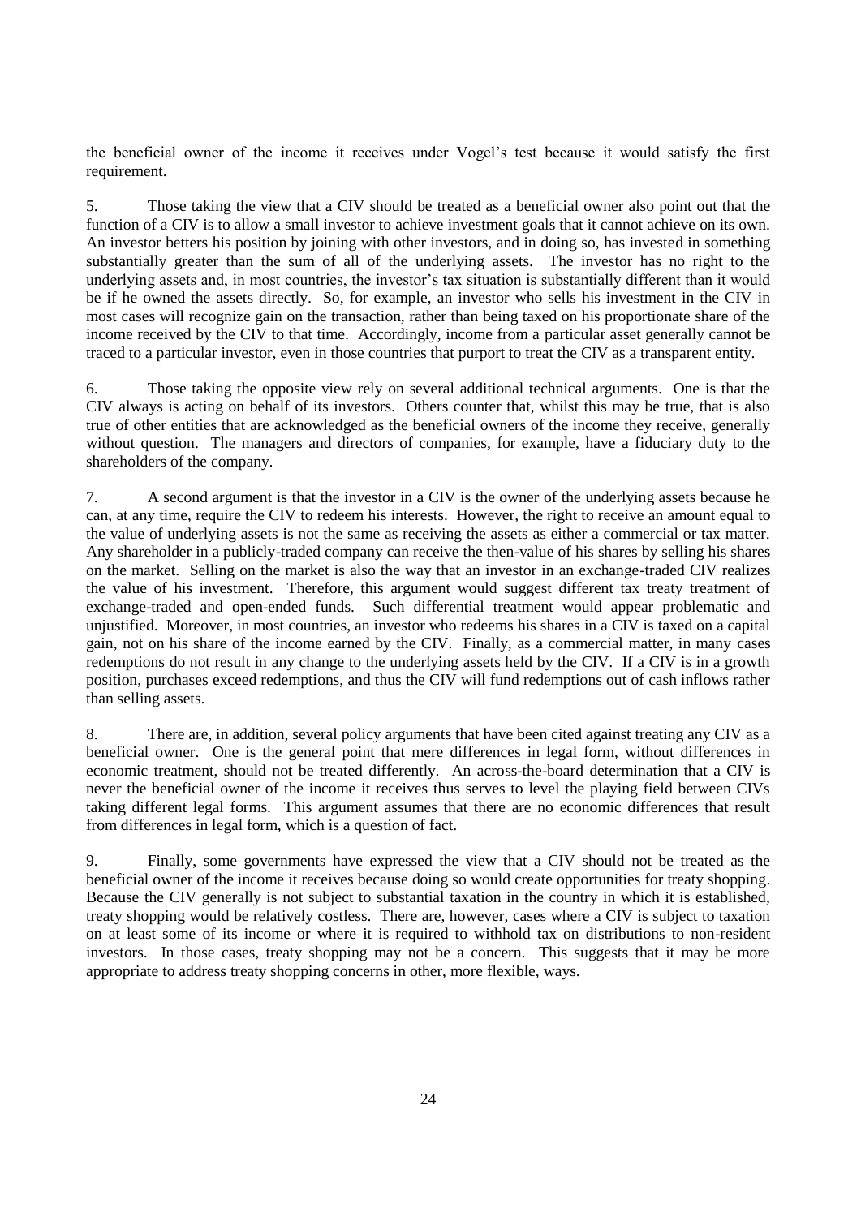the beneficial owner of the income it receives under Vogel's test because it would satisfy the first requirement.

5. Those taking the view that a CIV should be treated as a beneficial owner also point out that the function of a CIV is to allow a small investor to achieve investment goals that it cannot achieve on its own. An investor betters his position by joining with other investors, and in doing so, has invested in something substantially greater than the sum of all of the underlying assets. The investor has no right to the underlying assets and, in most countries, the investor's tax situation is substantially different than it would be if he owned the assets directly. So, for example, an investor who sells his investment in the CIV in most cases will recognize gain on the transaction, rather than being taxed on his proportionate share of the income received by the CIV to that time. Accordingly, income from a particular asset generally cannot be traced to a particular investor, even in those countries that purport to treat the CIV as a transparent entity.

6. Those taking the opposite view rely on several additional technical arguments. One is that the CIV always is acting on behalf of its investors. Others counter that, whilst this may be true, that is also true of other entities that are acknowledged as the beneficial owners of the income they receive, generally without question. The managers and directors of companies, for example, have a fiduciary duty to the shareholders of the company.

7. A second argument is that the investor in a CIV is the owner of the underlying assets because he can, at any time, require the CIV to redeem his interests. However, the right to receive an amount equal to the value of underlying assets is not the same as receiving the assets as either a commercial or tax matter. Any shareholder in a publicly-traded company can receive the then-value of his shares by selling his shares on the market. Selling on the market is also the way that an investor in an exchange-traded CIV realizes the value of his investment. Therefore, this argument would suggest different tax treaty treatment of exchange-traded and open-ended funds. Such differential treatment would appear problematic and unjustified. Moreover, in most countries, an investor who redeems his shares in a CIV is taxed on a capital gain, not on his share of the income earned by the CIV. Finally, as a commercial matter, in many cases redemptions do not result in any change to the underlying assets held by the CIV. If a CIV is in a growth position, purchases exceed redemptions, and thus the CIV will fund redemptions out of cash inflows rather than selling assets.

8. There are, in addition, several policy arguments that have been cited against treating any CIV as a beneficial owner. One is the general point that mere differences in legal form, without differences in economic treatment, should not be treated differently. An across-the-board determination that a CIV is never the beneficial owner of the income it receives thus serves to level the playing field between CIVs taking different legal forms. This argument assumes that there are no economic differences that result from differences in legal form, which is a question of fact.

9. Finally, some governments have expressed the view that a CIV should not be treated as the beneficial owner of the income it receives because doing so would create opportunities for treaty shopping. Because the CIV generally is not subject to substantial taxation in the country in which it is established, treaty shopping would be relatively costless. There are, however, cases where a CIV is subject to taxation on at least some of its income or where it is required to withhold tax on distributions to non-resident investors. In those cases, treaty shopping may not be a concern. This suggests that it may be more appropriate to address treaty shopping concerns in other, more flexible, ways.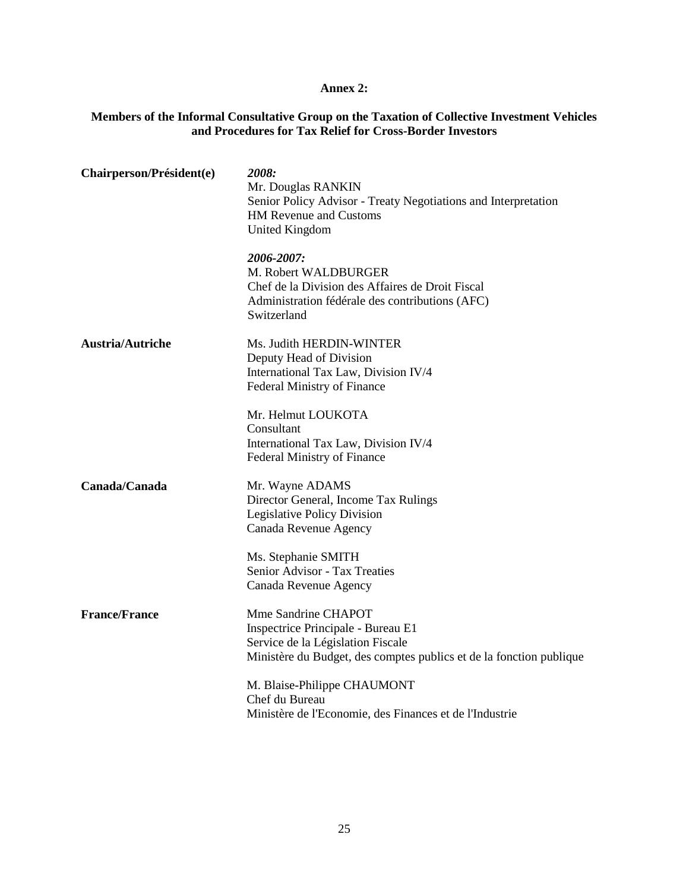**Annex 2:**

**Members of the Informal Consultative Group on the Taxation of Collective Investment Vehicles and Procedures for Tax Relief for Cross-Border Investors**

| | |
|---|---|
| **Chairperson/Président(e)** | ***2008:***<br>Mr. Douglas RANKIN<br>Senior Policy Advisor - Treaty Negotiations and Interpretation<br>HM Revenue and Customs<br>United Kingdom |
| | ***2006-2007:***<br>M. Robert WALDBURGER<br>Chef de la Division des Affaires de Droit Fiscal<br>Administration fédérale des contributions (AFC)<br>Switzerland |
| **Austria/Autriche** | Ms. Judith HERDIN-WINTER<br>Deputy Head of Division<br>International Tax Law, Division IV/4<br>Federal Ministry of Finance |
| | Mr. Helmut LOUKOTA<br>Consultant<br>International Tax Law, Division IV/4<br>Federal Ministry of Finance |
| **Canada/Canada** | Mr. Wayne ADAMS<br>Director General, Income Tax Rulings<br>Legislative Policy Division<br>Canada Revenue Agency |
| | Ms. Stephanie SMITH<br>Senior Advisor - Tax Treaties<br>Canada Revenue Agency |
| **France/France** | Mme Sandrine CHAPOT<br>Inspectrice Principale - Bureau E1<br>Service de la Législation Fiscale<br>Ministère du Budget, des comptes publics et de la fonction publique |
| | M. Blaise-Philippe CHAUMONT<br>Chef du Bureau<br>Ministère de l'Economie, des Finances et de l'Industrie |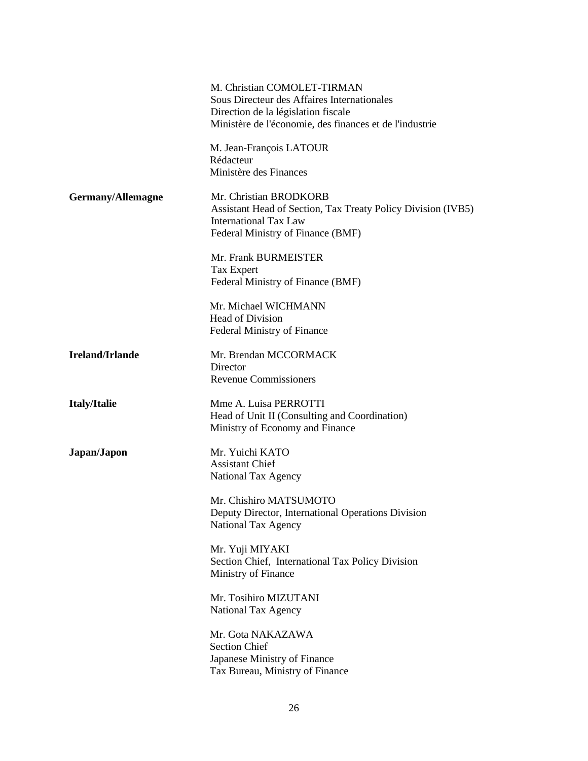| | |
|---|---|
| | M. Christian COMOLET-TIRMAN<br>Sous Directeur des Affaires Internationales<br>Direction de la législation fiscale<br>Ministère de l'économie, des finances et de l'industrie |
| | M. Jean-François LATOUR<br>Rédacteur<br>Ministère des Finances |
| **Germany/Allemagne** | Mr. Christian BRODKORB<br>Assistant Head of Section, Tax Treaty Policy Division (IVB5)<br>International Tax Law<br>Federal Ministry of Finance (BMF) |
| | Mr. Frank BURMEISTER<br>Tax Expert<br>Federal Ministry of Finance (BMF) |
| | Mr. Michael WICHMANN<br>Head of Division<br>Federal Ministry of Finance |
| **Ireland/Irlande** | Mr. Brendan MCCORMACK<br>Director<br>Revenue Commissioners |
| **Italy/Italie** | Mme A. Luisa PERROTTI<br>Head of Unit II (Consulting and Coordination)<br>Ministry of Economy and Finance |
| **Japan/Japon** | Mr. Yuichi KATO<br>Assistant Chief<br>National Tax Agency |
| | Mr. Chishiro MATSUMOTO<br>Deputy Director, International Operations Division<br>National Tax Agency |
| | Mr. Yuji MIYAKI<br>Section Chief, International Tax Policy Division<br>Ministry of Finance |
| | Mr. Tosihiro MIZUTANI<br>National Tax Agency |
| | Mr. Gota NAKAZAWA<br>Section Chief<br>Japanese Ministry of Finance<br>Tax Bureau, Ministry of Finance |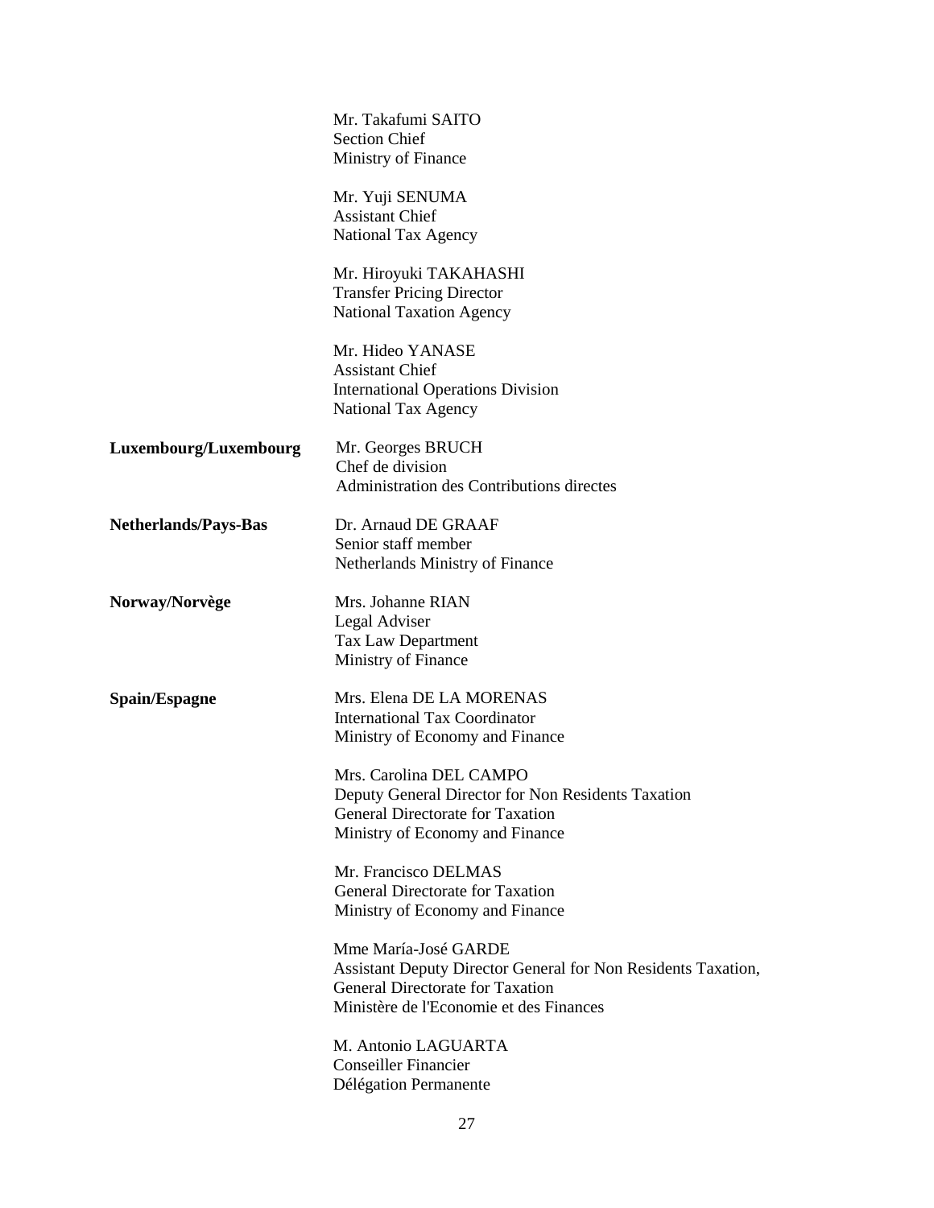| | |
|---|---|
| | Mr. Takafumi SAITO<br>Section Chief<br>Ministry of Finance |
| | Mr. Yuji SENUMA<br>Assistant Chief<br>National Tax Agency |
| | Mr. Hiroyuki TAKAHASHI<br>Transfer Pricing Director<br>National Taxation Agency |
| | Mr. Hideo YANASE<br>Assistant Chief<br>International Operations Division<br>National Tax Agency |
| **Luxembourg/Luxembourg** | Mr. Georges BRUCH<br>Chef de division<br>Administration des Contributions directes |
| **Netherlands/Pays-Bas** | Dr. Arnaud DE GRAAF<br>Senior staff member<br>Netherlands Ministry of Finance |
| **Norway/Norvège** | Mrs. Johanne RIAN<br>Legal Adviser<br>Tax Law Department<br>Ministry of Finance |
| **Spain/Espagne** | Mrs. Elena DE LA MORENAS<br>International Tax Coordinator<br>Ministry of Economy and Finance |
| | Mrs. Carolina DEL CAMPO<br>Deputy General Director for Non Residents Taxation<br>General Directorate for Taxation<br>Ministry of Economy and Finance |
| | Mr. Francisco DELMAS<br>General Directorate for Taxation<br>Ministry of Economy and Finance |
| | Mme María-José GARDE<br>Assistant Deputy Director General for Non Residents Taxation,<br>General Directorate for Taxation<br>Ministère de l'Economie et des Finances |
| | M. Antonio LAGUARTA<br>Conseiller Financier<br>Délégation Permanente |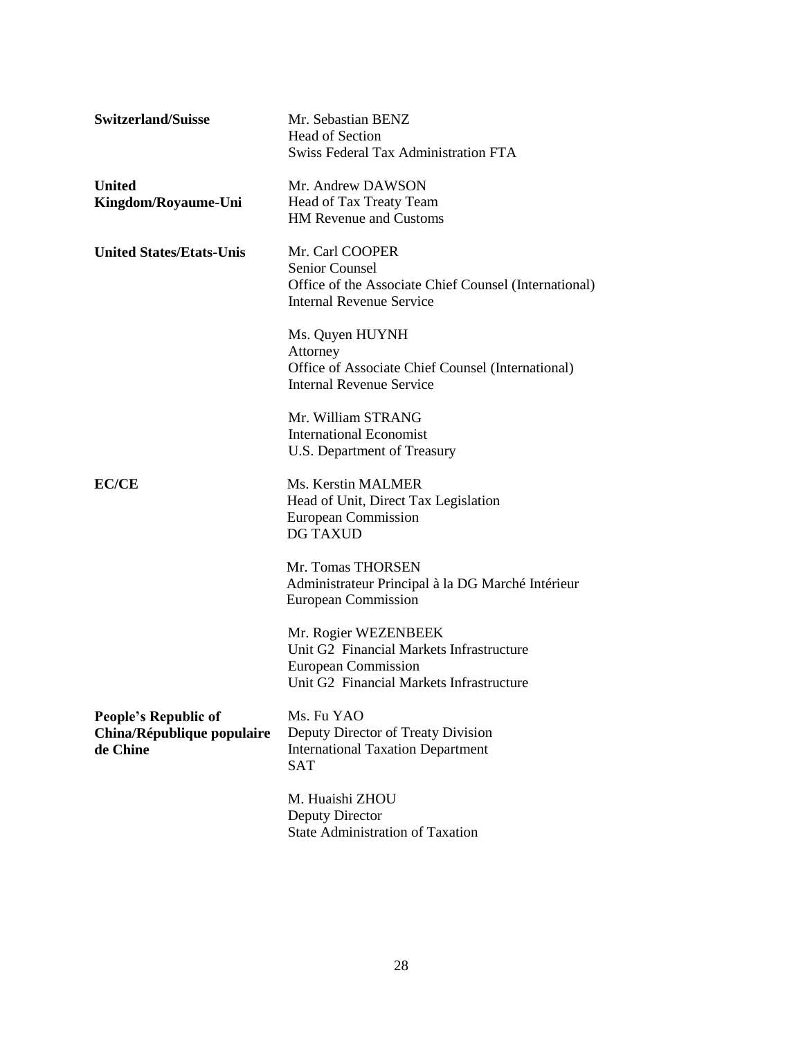| | |
|---|---|
| **Switzerland/Suisse** | Mr. Sebastian BENZ<br>Head of Section<br>Swiss Federal Tax Administration FTA |
| **United Kingdom/Royaume-Uni** | Mr. Andrew DAWSON<br>Head of Tax Treaty Team<br>HM Revenue and Customs |
| **United States/Etats-Unis** | Mr. Carl COOPER<br>Senior Counsel<br>Office of the Associate Chief Counsel (International)<br>Internal Revenue Service |
| | Ms. Quyen HUYNH<br>Attorney<br>Office of Associate Chief Counsel (International)<br>Internal Revenue Service |
| | Mr. William STRANG<br>International Economist<br>U.S. Department of Treasury |
| **EC/CE** | Ms. Kerstin MALMER<br>Head of Unit, Direct Tax Legislation<br>European Commission<br>DG TAXUD |
| | Mr. Tomas THORSEN<br>Administrateur Principal à la DG Marché Intérieur<br>European Commission |
| | Mr. Rogier WEZENBEEK<br>Unit G2 Financial Markets Infrastructure<br>European Commission<br>Unit G2 Financial Markets Infrastructure |
| **People's Republic of China/République populaire de Chine** | Ms. Fu YAO<br>Deputy Director of Treaty Division<br>International Taxation Department<br>SAT |
| | M. Huaishi ZHOU<br>Deputy Director<br>State Administration of Taxation |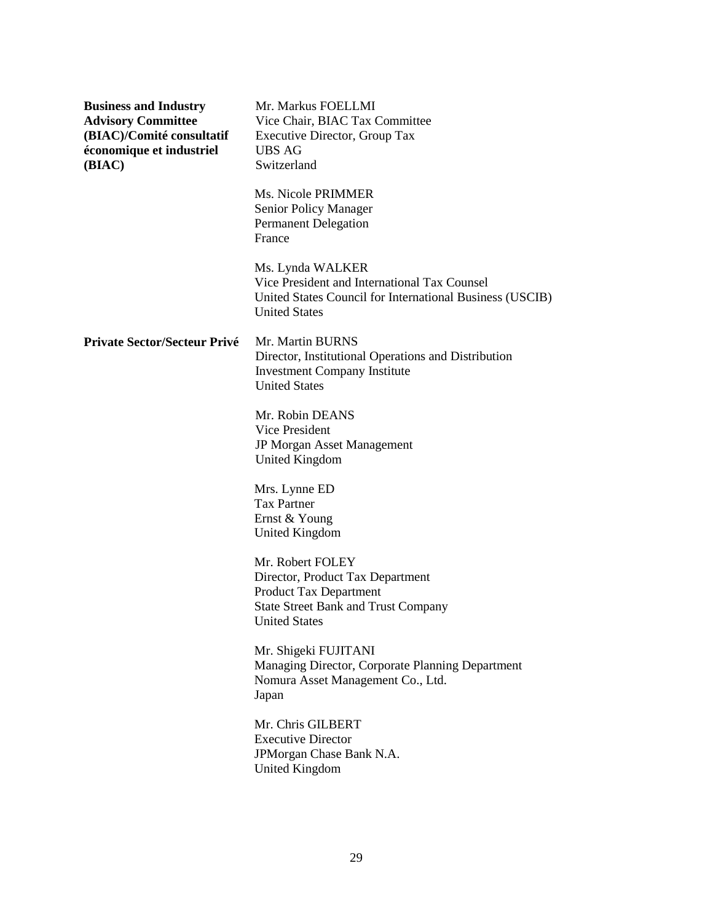| | |
|---|---|
| **Business and Industry Advisory Committee (BIAC)/Comité consultatif économique et industriel (BIAC)** | Mr. Markus FOELLMI<br>Vice Chair, BIAC Tax Committee<br>Executive Director, Group Tax<br>UBS AG<br>Switzerland |
| | Ms. Nicole PRIMMER<br>Senior Policy Manager<br>Permanent Delegation<br>France |
| | Ms. Lynda WALKER<br>Vice President and International Tax Counsel<br>United States Council for International Business (USCIB)<br>United States |
| **Private Sector/Secteur Privé** | Mr. Martin BURNS<br>Director, Institutional Operations and Distribution<br>Investment Company Institute<br>United States |
| | Mr. Robin DEANS<br>Vice President<br>JP Morgan Asset Management<br>United Kingdom |
| | Mrs. Lynne ED<br>Tax Partner<br>Ernst & Young<br>United Kingdom |
| | Mr. Robert FOLEY<br>Director, Product Tax Department<br>Product Tax Department<br>State Street Bank and Trust Company<br>United States |
| | Mr. Shigeki FUJITANI<br>Managing Director, Corporate Planning Department<br>Nomura Asset Management Co., Ltd.<br>Japan |
| | Mr. Chris GILBERT<br>Executive Director<br>JPMorgan Chase Bank N.A.<br>United Kingdom |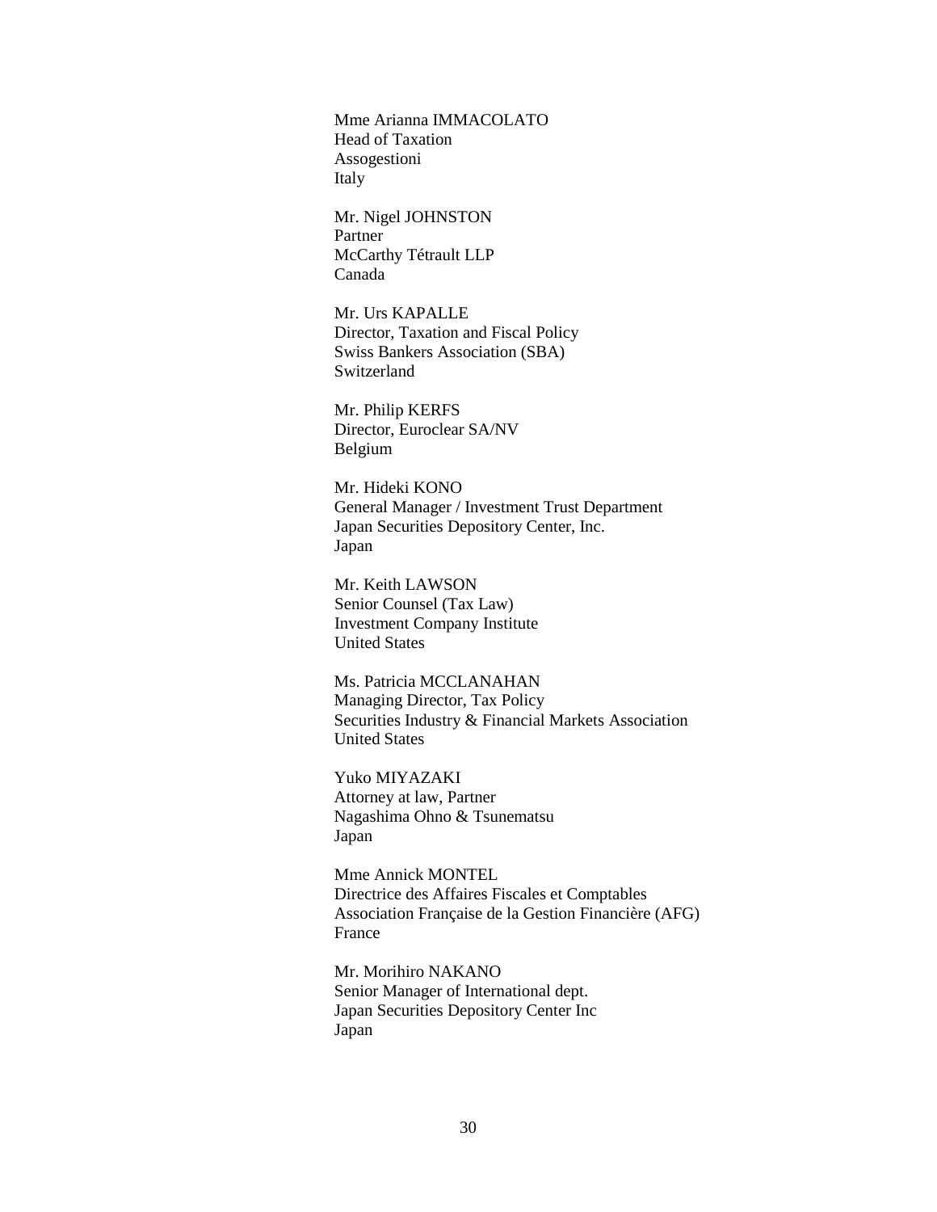Mme Arianna IMMACOLATO
Head of Taxation
Assogestioni
Italy

Mr. Nigel JOHNSTON
Partner
McCarthy Tétrault LLP
Canada

Mr. Urs KAPALLE
Director, Taxation and Fiscal Policy
Swiss Bankers Association (SBA)
Switzerland

Mr. Philip KERFS
Director, Euroclear SA/NV
Belgium

Mr. Hideki KONO
General Manager / Investment Trust Department
Japan Securities Depository Center, Inc.
Japan

Mr. Keith LAWSON
Senior Counsel (Tax Law)
Investment Company Institute
United States

Ms. Patricia MCCLANAHAN
Managing Director, Tax Policy
Securities Industry & Financial Markets Association
United States

Yuko MIYAZAKI
Attorney at law, Partner
Nagashima Ohno & Tsunematsu
Japan

Mme Annick MONTEL
Directrice des Affaires Fiscales et Comptables
Association Française de la Gestion Financière (AFG)
France

Mr. Morihiro NAKANO
Senior Manager of International dept.
Japan Securities Depository Center Inc
Japan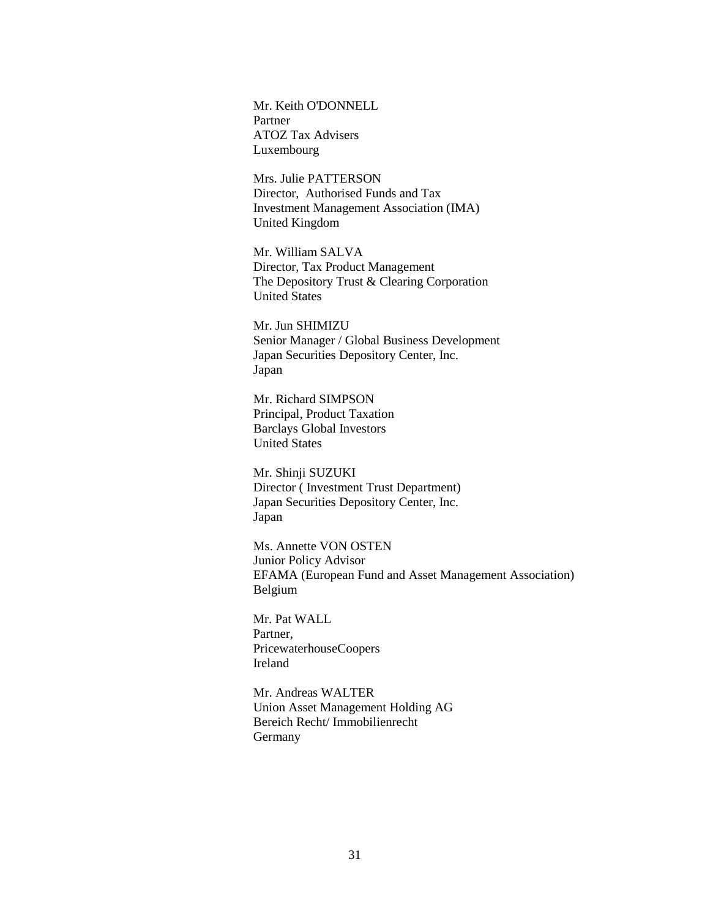Mr. Keith O'DONNELL
Partner
ATOZ Tax Advisers
Luxembourg

Mrs. Julie PATTERSON
Director, Authorised Funds and Tax
Investment Management Association (IMA)
United Kingdom

Mr. William SALVA
Director, Tax Product Management
The Depository Trust & Clearing Corporation
United States

Mr. Jun SHIMIZU
Senior Manager / Global Business Development
Japan Securities Depository Center, Inc.
Japan

Mr. Richard SIMPSON
Principal, Product Taxation
Barclays Global Investors
United States

Mr. Shinji SUZUKI
Director ( Investment Trust Department)
Japan Securities Depository Center, Inc.
Japan

Ms. Annette VON OSTEN
Junior Policy Advisor
EFAMA (European Fund and Asset Management Association)
Belgium

Mr. Pat WALL
Partner,
PricewaterhouseCoopers
Ireland

Mr. Andreas WALTER
Union Asset Management Holding AG
Bereich Recht/ Immobilienrecht
Germany